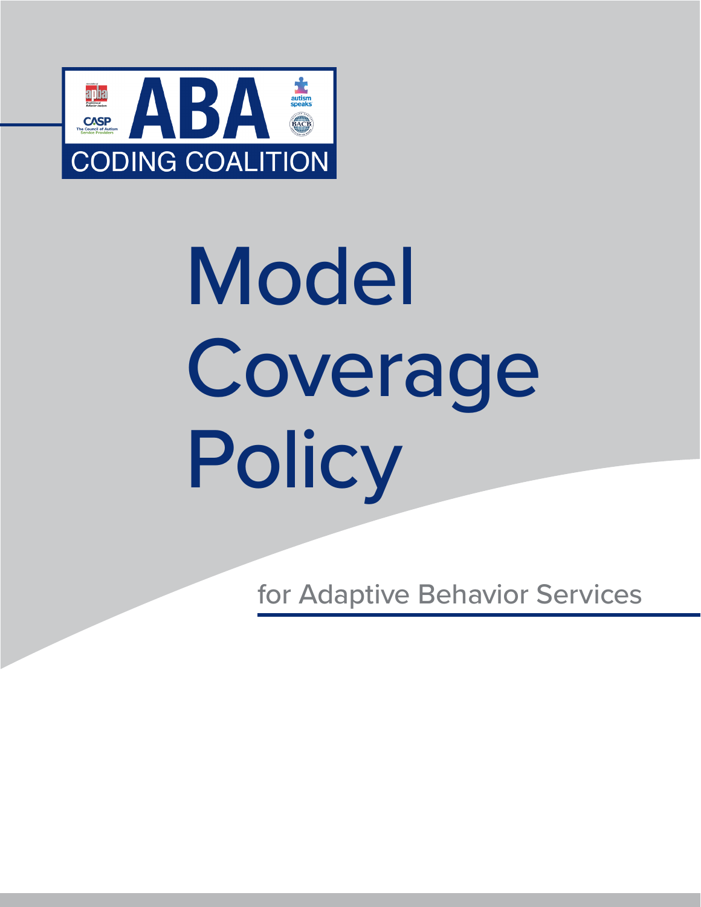ABA CODING COALITION

# Model Coverage Policy

for Adaptive Behavior Services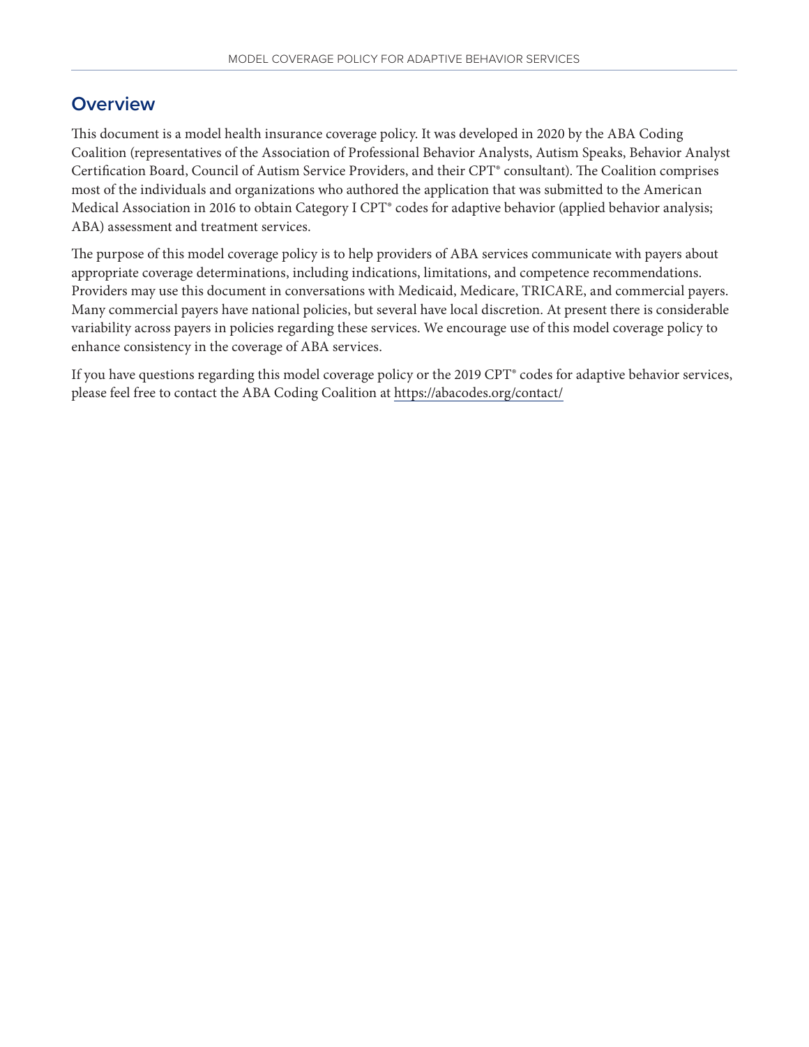## Overview

This document is a model health insurance coverage policy. It was developed in 2020 by the ABA Coding Coalition (representatives of the Association of Professional Behavior Analysts, Autism Speaks, Behavior Analyst Certification Board, Council of Autism Service Providers, and their CPT® consultant). The Coalition comprises most of the individuals and organizations who authored the application that was submitted to the American Medical Association in 2016 to obtain Category I CPT® codes for adaptive behavior (applied behavior analysis; ABA) assessment and treatment services.

The purpose of this model coverage policy is to help providers of ABA services communicate with payers about appropriate coverage determinations, including indications, limitations, and competence recommendations. Providers may use this document in conversations with Medicaid, Medicare, TRICARE, and commercial payers. Many commercial payers have national policies, but several have local discretion. At present there is considerable variability across payers in policies regarding these services. We encourage use of this model coverage policy to enhance consistency in the coverage of ABA services.

If you have questions regarding this model coverage policy or the 2019 CPT® codes for adaptive behavior services, please feel free to contact the ABA Coding Coalition at https://abacodes.org/contact/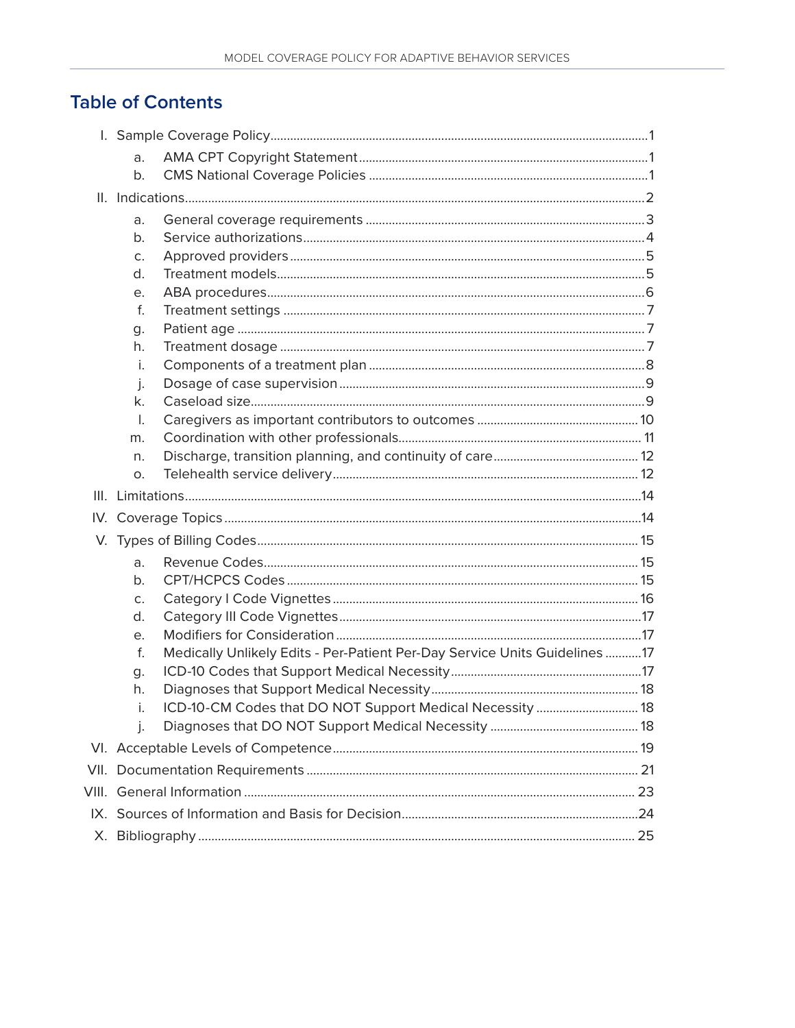## Table of Contents

- I. Sample Coverage Policy ... 1
  - a. AMA CPT Copyright Statement ... 1
  - b. CMS National Coverage Policies ... 1
- II. Indications ... 2
  - a. General coverage requirements ... 3
  - b. Service authorizations ... 4
  - c. Approved providers ... 5
  - d. Treatment models ... 5
  - e. ABA procedures ... 6
  - f. Treatment settings ... 7
  - g. Patient age ... 7
  - h. Treatment dosage ... 7
  - i. Components of a treatment plan ... 8
  - j. Dosage of case supervision ... 9
  - k. Caseload size ... 9
  - l. Caregivers as important contributors to outcomes ... 10
  - m. Coordination with other professionals ... 11
  - n. Discharge, transition planning, and continuity of care ... 12
  - o. Telehealth service delivery ... 12
- III. Limitations ... 14
- IV. Coverage Topics ... 14
- V. Types of Billing Codes ... 15
  - a. Revenue Codes ... 15
  - b. CPT/HCPCS Codes ... 15
  - c. Category I Code Vignettes ... 16
  - d. Category III Code Vignettes ... 17
  - e. Modifiers for Consideration ... 17
  - f. Medically Unlikely Edits - Per-Patient Per-Day Service Units Guidelines ... 17
  - g. ICD-10 Codes that Support Medical Necessity ... 17
  - h. Diagnoses that Support Medical Necessity ... 18
  - i. ICD-10-CM Codes that DO NOT Support Medical Necessity ... 18
  - j. Diagnoses that DO NOT Support Medical Necessity ... 18
- VI. Acceptable Levels of Competence ... 19
- VII. Documentation Requirements ... 21
- VIII. General Information ... 23
- IX. Sources of Information and Basis for Decision ... 24
- X. Bibliography ... 25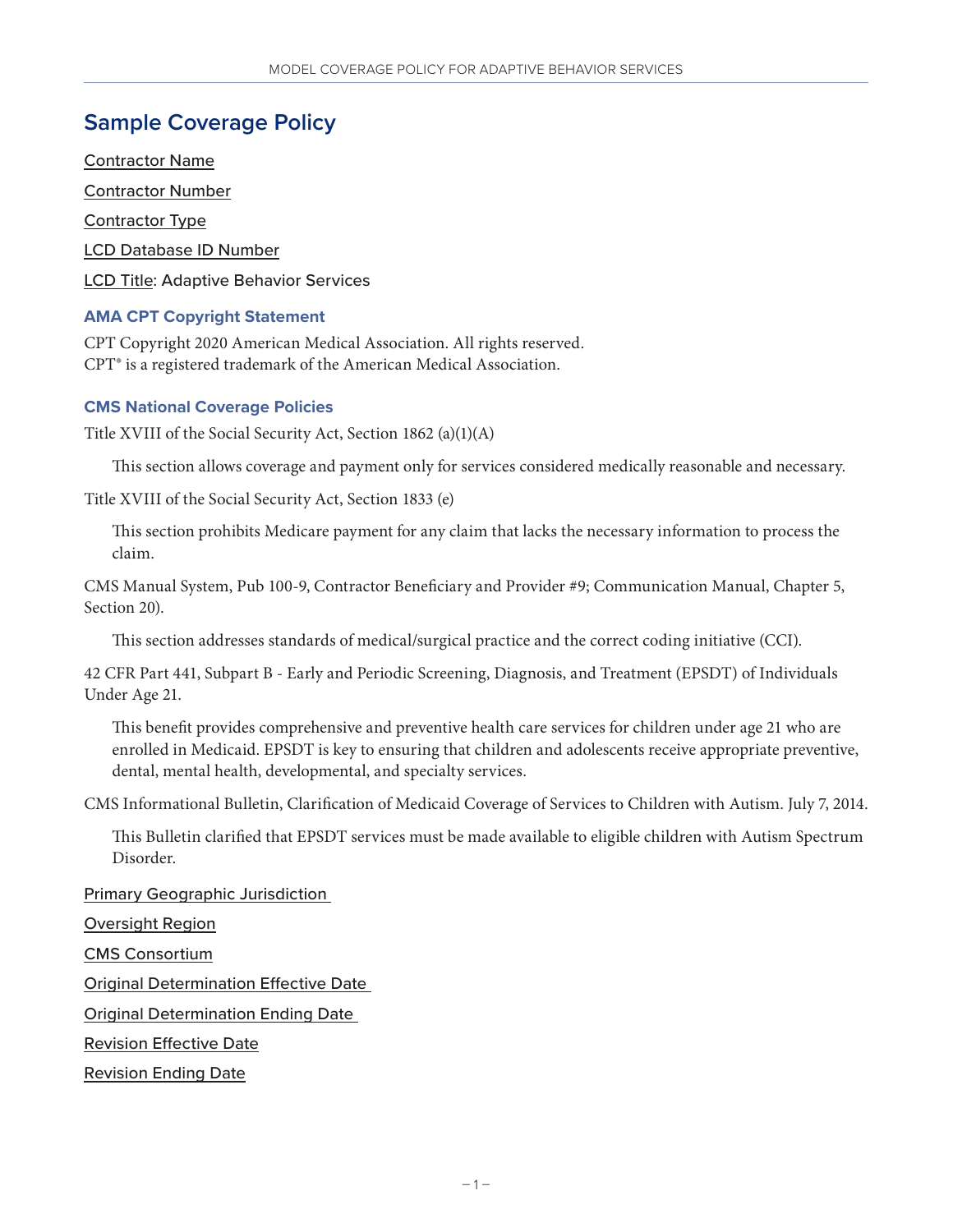## Sample Coverage Policy

Contractor Name

Contractor Number

Contractor Type

LCD Database ID Number

LCD Title: Adaptive Behavior Services

### AMA CPT Copyright Statement

CPT Copyright 2020 American Medical Association. All rights reserved.
CPT® is a registered trademark of the American Medical Association.

### CMS National Coverage Policies

Title XVIII of the Social Security Act, Section 1862 (a)(1)(A)

This section allows coverage and payment only for services considered medically reasonable and necessary.

Title XVIII of the Social Security Act, Section 1833 (e)

This section prohibits Medicare payment for any claim that lacks the necessary information to process the claim.

CMS Manual System, Pub 100-9, Contractor Beneficiary and Provider #9; Communication Manual, Chapter 5, Section 20).

This section addresses standards of medical/surgical practice and the correct coding initiative (CCI).

42 CFR Part 441, Subpart B - Early and Periodic Screening, Diagnosis, and Treatment (EPSDT) of Individuals Under Age 21.

This benefit provides comprehensive and preventive health care services for children under age 21 who are enrolled in Medicaid. EPSDT is key to ensuring that children and adolescents receive appropriate preventive, dental, mental health, developmental, and specialty services.

CMS Informational Bulletin, Clarification of Medicaid Coverage of Services to Children with Autism. July 7, 2014.

This Bulletin clarified that EPSDT services must be made available to eligible children with Autism Spectrum Disorder.

Primary Geographic Jurisdiction

Oversight Region

CMS Consortium

Original Determination Effective Date

Original Determination Ending Date

Revision Effective Date

Revision Ending Date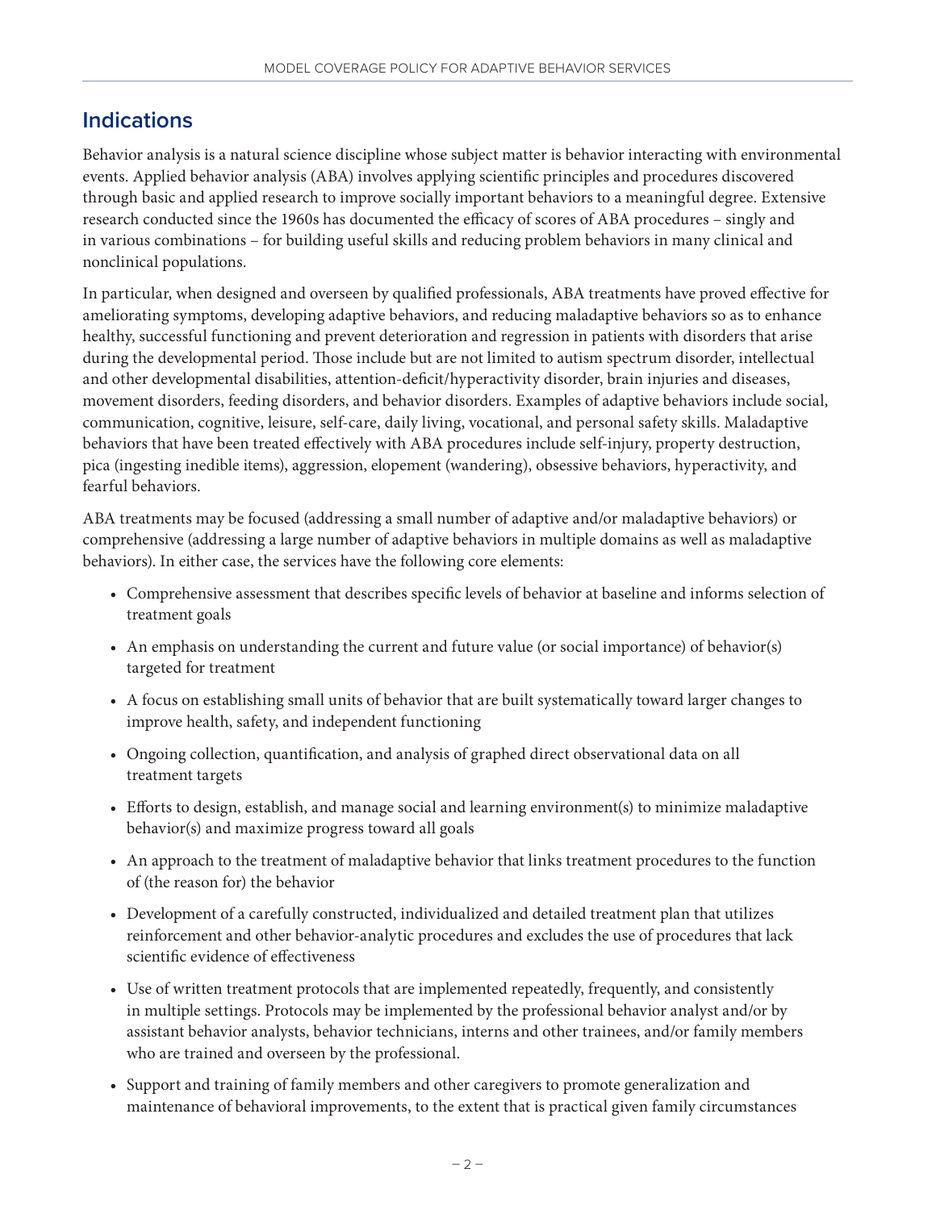## Indications

Behavior analysis is a natural science discipline whose subject matter is behavior interacting with environmental events. Applied behavior analysis (ABA) involves applying scientific principles and procedures discovered through basic and applied research to improve socially important behaviors to a meaningful degree. Extensive research conducted since the 1960s has documented the efficacy of scores of ABA procedures – singly and in various combinations – for building useful skills and reducing problem behaviors in many clinical and nonclinical populations.

In particular, when designed and overseen by qualified professionals, ABA treatments have proved effective for ameliorating symptoms, developing adaptive behaviors, and reducing maladaptive behaviors so as to enhance healthy, successful functioning and prevent deterioration and regression in patients with disorders that arise during the developmental period. Those include but are not limited to autism spectrum disorder, intellectual and other developmental disabilities, attention-deficit/hyperactivity disorder, brain injuries and diseases, movement disorders, feeding disorders, and behavior disorders. Examples of adaptive behaviors include social, communication, cognitive, leisure, self-care, daily living, vocational, and personal safety skills. Maladaptive behaviors that have been treated effectively with ABA procedures include self-injury, property destruction, pica (ingesting inedible items), aggression, elopement (wandering), obsessive behaviors, hyperactivity, and fearful behaviors.

ABA treatments may be focused (addressing a small number of adaptive and/or maladaptive behaviors) or comprehensive (addressing a large number of adaptive behaviors in multiple domains as well as maladaptive behaviors). In either case, the services have the following core elements:

- Comprehensive assessment that describes specific levels of behavior at baseline and informs selection of treatment goals
- An emphasis on understanding the current and future value (or social importance) of behavior(s) targeted for treatment
- A focus on establishing small units of behavior that are built systematically toward larger changes to improve health, safety, and independent functioning
- Ongoing collection, quantification, and analysis of graphed direct observational data on all treatment targets
- Efforts to design, establish, and manage social and learning environment(s) to minimize maladaptive behavior(s) and maximize progress toward all goals
- An approach to the treatment of maladaptive behavior that links treatment procedures to the function of (the reason for) the behavior
- Development of a carefully constructed, individualized and detailed treatment plan that utilizes reinforcement and other behavior-analytic procedures and excludes the use of procedures that lack scientific evidence of effectiveness
- Use of written treatment protocols that are implemented repeatedly, frequently, and consistently in multiple settings. Protocols may be implemented by the professional behavior analyst and/or by assistant behavior analysts, behavior technicians, interns and other trainees, and/or family members who are trained and overseen by the professional.
- Support and training of family members and other caregivers to promote generalization and maintenance of behavioral improvements, to the extent that is practical given family circumstances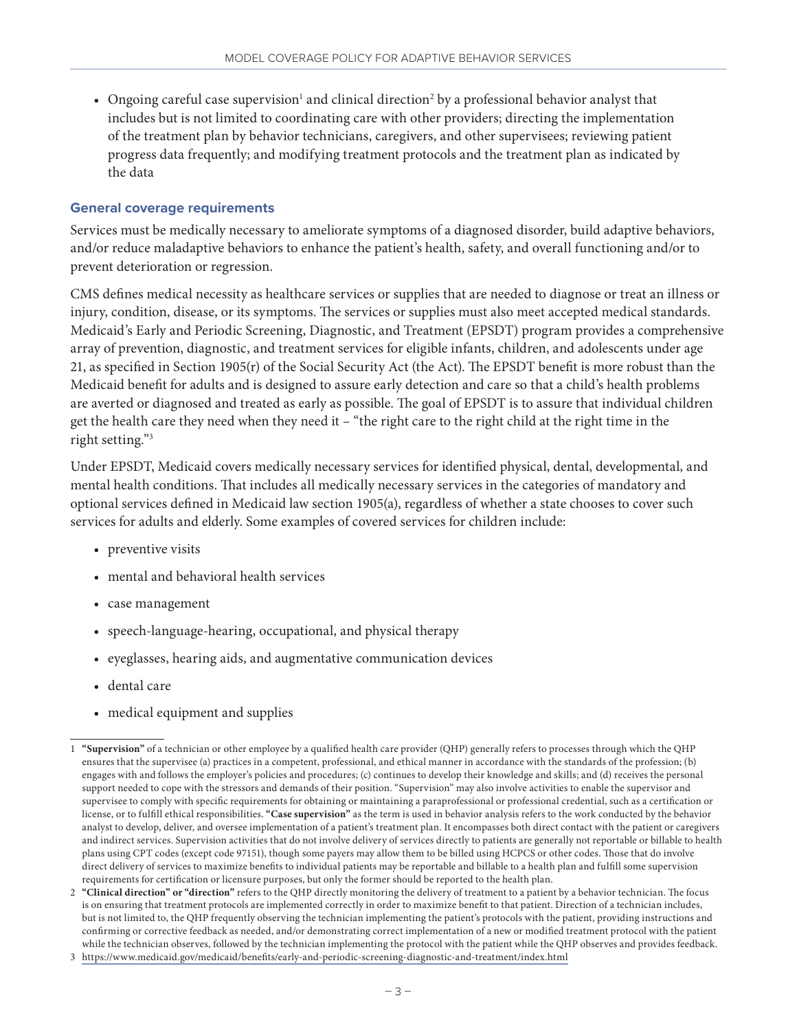- Ongoing careful case supervision[1] and clinical direction[2] by a professional behavior analyst that includes but is not limited to coordinating care with other providers; directing the implementation of the treatment plan by behavior technicians, caregivers, and other supervisees; reviewing patient progress data frequently; and modifying treatment protocols and the treatment plan as indicated by the data

### General coverage requirements

Services must be medically necessary to ameliorate symptoms of a diagnosed disorder, build adaptive behaviors, and/or reduce maladaptive behaviors to enhance the patient's health, safety, and overall functioning and/or to prevent deterioration or regression.

CMS defines medical necessity as healthcare services or supplies that are needed to diagnose or treat an illness or injury, condition, disease, or its symptoms. The services or supplies must also meet accepted medical standards. Medicaid's Early and Periodic Screening, Diagnostic, and Treatment (EPSDT) program provides a comprehensive array of prevention, diagnostic, and treatment services for eligible infants, children, and adolescents under age 21, as specified in Section 1905(r) of the Social Security Act (the Act). The EPSDT benefit is more robust than the Medicaid benefit for adults and is designed to assure early detection and care so that a child's health problems are averted or diagnosed and treated as early as possible. The goal of EPSDT is to assure that individual children get the health care they need when they need it – "the right care to the right child at the right time in the right setting."[3]

Under EPSDT, Medicaid covers medically necessary services for identified physical, dental, developmental, and mental health conditions. That includes all medically necessary services in the categories of mandatory and optional services defined in Medicaid law section 1905(a), regardless of whether a state chooses to cover such services for adults and elderly. Some examples of covered services for children include:

- preventive visits
- mental and behavioral health services
- case management
- speech-language-hearing, occupational, and physical therapy
- eyeglasses, hearing aids, and augmentative communication devices
- dental care
- medical equipment and supplies

---

1 **"Supervision"** of a technician or other employee by a qualified health care provider (QHP) generally refers to processes through which the QHP ensures that the supervisee (a) practices in a competent, professional, and ethical manner in accordance with the standards of the profession; (b) engages with and follows the employer's policies and procedures; (c) continues to develop their knowledge and skills; and (d) receives the personal support needed to cope with the stressors and demands of their position. "Supervision" may also involve activities to enable the supervisor and supervisee to comply with specific requirements for obtaining or maintaining a paraprofessional or professional credential, such as a certification or license, or to fulfill ethical responsibilities. **"Case supervision"** as the term is used in behavior analysis refers to the work conducted by the behavior analyst to develop, deliver, and oversee implementation of a patient's treatment plan. It encompasses both direct contact with the patient or caregivers and indirect services. Supervision activities that do not involve delivery of services directly to patients are generally not reportable or billable to health plans using CPT codes (except code 97151), though some payers may allow them to be billed using HCPCS or other codes. Those that do involve direct delivery of services to maximize benefits to individual patients may be reportable and billable to a health plan and fulfill some supervision requirements for certification or licensure purposes, but only the former should be reported to the health plan.

2 **"Clinical direction" or "direction"** refers to the QHP directly monitoring the delivery of treatment to a patient by a behavior technician. The focus is on ensuring that treatment protocols are implemented correctly in order to maximize benefit to that patient. Direction of a technician includes, but is not limited to, the QHP frequently observing the technician implementing the patient's protocols with the patient, providing instructions and confirming or corrective feedback as needed, and/or demonstrating correct implementation of a new or modified treatment protocol with the patient while the technician observes, followed by the technician implementing the protocol with the patient while the QHP observes and provides feedback.

3 https://www.medicaid.gov/medicaid/benefits/early-and-periodic-screening-diagnostic-and-treatment/index.html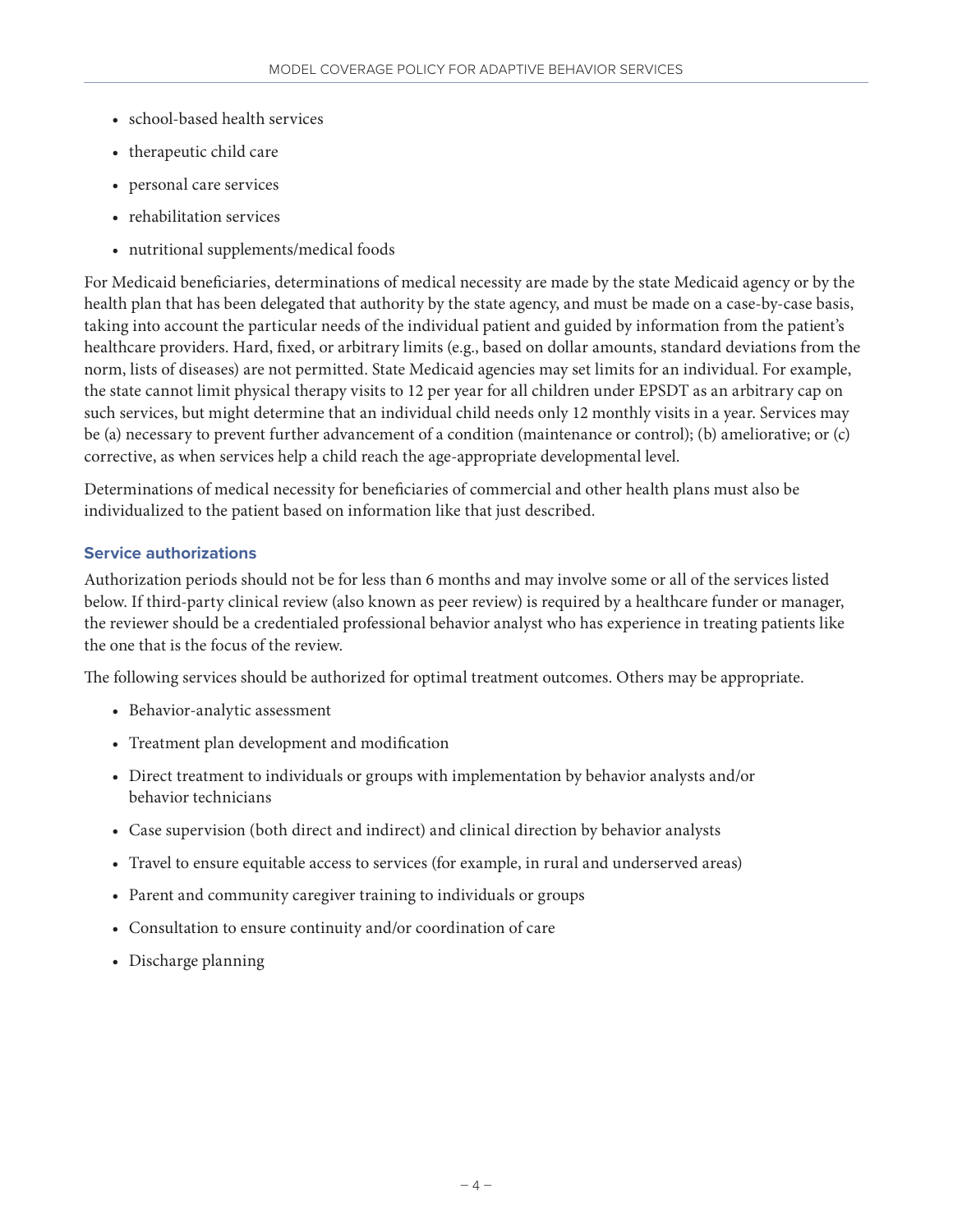- school-based health services
- therapeutic child care
- personal care services
- rehabilitation services
- nutritional supplements/medical foods

For Medicaid beneficiaries, determinations of medical necessity are made by the state Medicaid agency or by the health plan that has been delegated that authority by the state agency, and must be made on a case-by-case basis, taking into account the particular needs of the individual patient and guided by information from the patient's healthcare providers. Hard, fixed, or arbitrary limits (e.g., based on dollar amounts, standard deviations from the norm, lists of diseases) are not permitted. State Medicaid agencies may set limits for an individual. For example, the state cannot limit physical therapy visits to 12 per year for all children under EPSDT as an arbitrary cap on such services, but might determine that an individual child needs only 12 monthly visits in a year. Services may be (a) necessary to prevent further advancement of a condition (maintenance or control); (b) ameliorative; or (c) corrective, as when services help a child reach the age-appropriate developmental level.

Determinations of medical necessity for beneficiaries of commercial and other health plans must also be individualized to the patient based on information like that just described.

### Service authorizations

Authorization periods should not be for less than 6 months and may involve some or all of the services listed below. If third-party clinical review (also known as peer review) is required by a healthcare funder or manager, the reviewer should be a credentialed professional behavior analyst who has experience in treating patients like the one that is the focus of the review.

The following services should be authorized for optimal treatment outcomes. Others may be appropriate.

- Behavior-analytic assessment
- Treatment plan development and modification
- Direct treatment to individuals or groups with implementation by behavior analysts and/or behavior technicians
- Case supervision (both direct and indirect) and clinical direction by behavior analysts
- Travel to ensure equitable access to services (for example, in rural and underserved areas)
- Parent and community caregiver training to individuals or groups
- Consultation to ensure continuity and/or coordination of care
- Discharge planning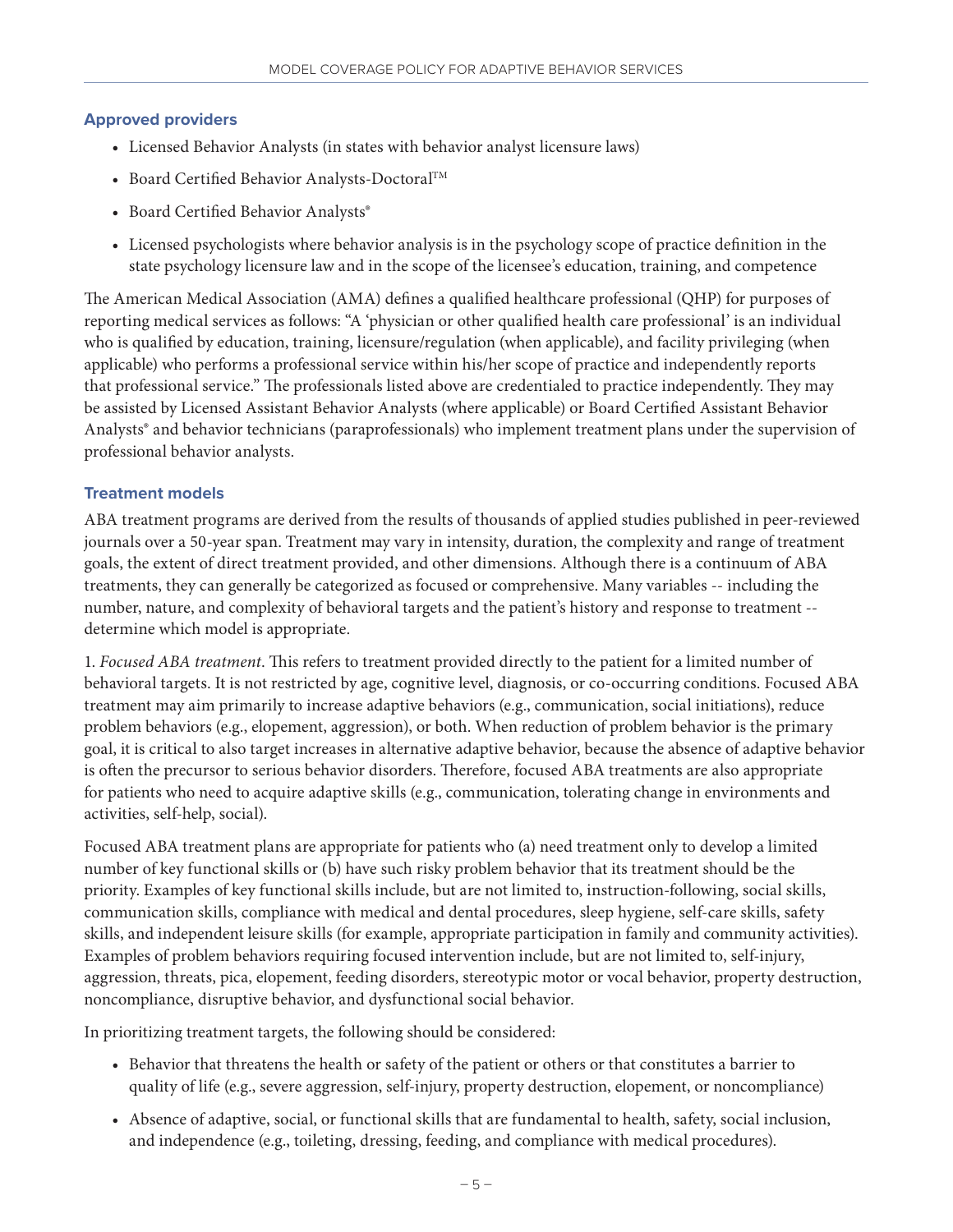### Approved providers

- Licensed Behavior Analysts (in states with behavior analyst licensure laws)
- Board Certified Behavior Analysts-Doctoral™
- Board Certified Behavior Analysts®
- Licensed psychologists where behavior analysis is in the psychology scope of practice definition in the state psychology licensure law and in the scope of the licensee's education, training, and competence

The American Medical Association (AMA) defines a qualified healthcare professional (QHP) for purposes of reporting medical services as follows: "A 'physician or other qualified health care professional' is an individual who is qualified by education, training, licensure/regulation (when applicable), and facility privileging (when applicable) who performs a professional service within his/her scope of practice and independently reports that professional service." The professionals listed above are credentialed to practice independently. They may be assisted by Licensed Assistant Behavior Analysts (where applicable) or Board Certified Assistant Behavior Analysts® and behavior technicians (paraprofessionals) who implement treatment plans under the supervision of professional behavior analysts.

### Treatment models

ABA treatment programs are derived from the results of thousands of applied studies published in peer-reviewed journals over a 50-year span. Treatment may vary in intensity, duration, the complexity and range of treatment goals, the extent of direct treatment provided, and other dimensions. Although there is a continuum of ABA treatments, they can generally be categorized as focused or comprehensive. Many variables -- including the number, nature, and complexity of behavioral targets and the patient's history and response to treatment -- determine which model is appropriate.

1. *Focused ABA treatment*. This refers to treatment provided directly to the patient for a limited number of behavioral targets. It is not restricted by age, cognitive level, diagnosis, or co-occurring conditions. Focused ABA treatment may aim primarily to increase adaptive behaviors (e.g., communication, social initiations), reduce problem behaviors (e.g., elopement, aggression), or both. When reduction of problem behavior is the primary goal, it is critical to also target increases in alternative adaptive behavior, because the absence of adaptive behavior is often the precursor to serious behavior disorders. Therefore, focused ABA treatments are also appropriate for patients who need to acquire adaptive skills (e.g., communication, tolerating change in environments and activities, self-help, social).

Focused ABA treatment plans are appropriate for patients who (a) need treatment only to develop a limited number of key functional skills or (b) have such risky problem behavior that its treatment should be the priority. Examples of key functional skills include, but are not limited to, instruction-following, social skills, communication skills, compliance with medical and dental procedures, sleep hygiene, self-care skills, safety skills, and independent leisure skills (for example, appropriate participation in family and community activities). Examples of problem behaviors requiring focused intervention include, but are not limited to, self-injury, aggression, threats, pica, elopement, feeding disorders, stereotypic motor or vocal behavior, property destruction, noncompliance, disruptive behavior, and dysfunctional social behavior.

In prioritizing treatment targets, the following should be considered:

- Behavior that threatens the health or safety of the patient or others or that constitutes a barrier to quality of life (e.g., severe aggression, self-injury, property destruction, elopement, or noncompliance)
- Absence of adaptive, social, or functional skills that are fundamental to health, safety, social inclusion, and independence (e.g., toileting, dressing, feeding, and compliance with medical procedures).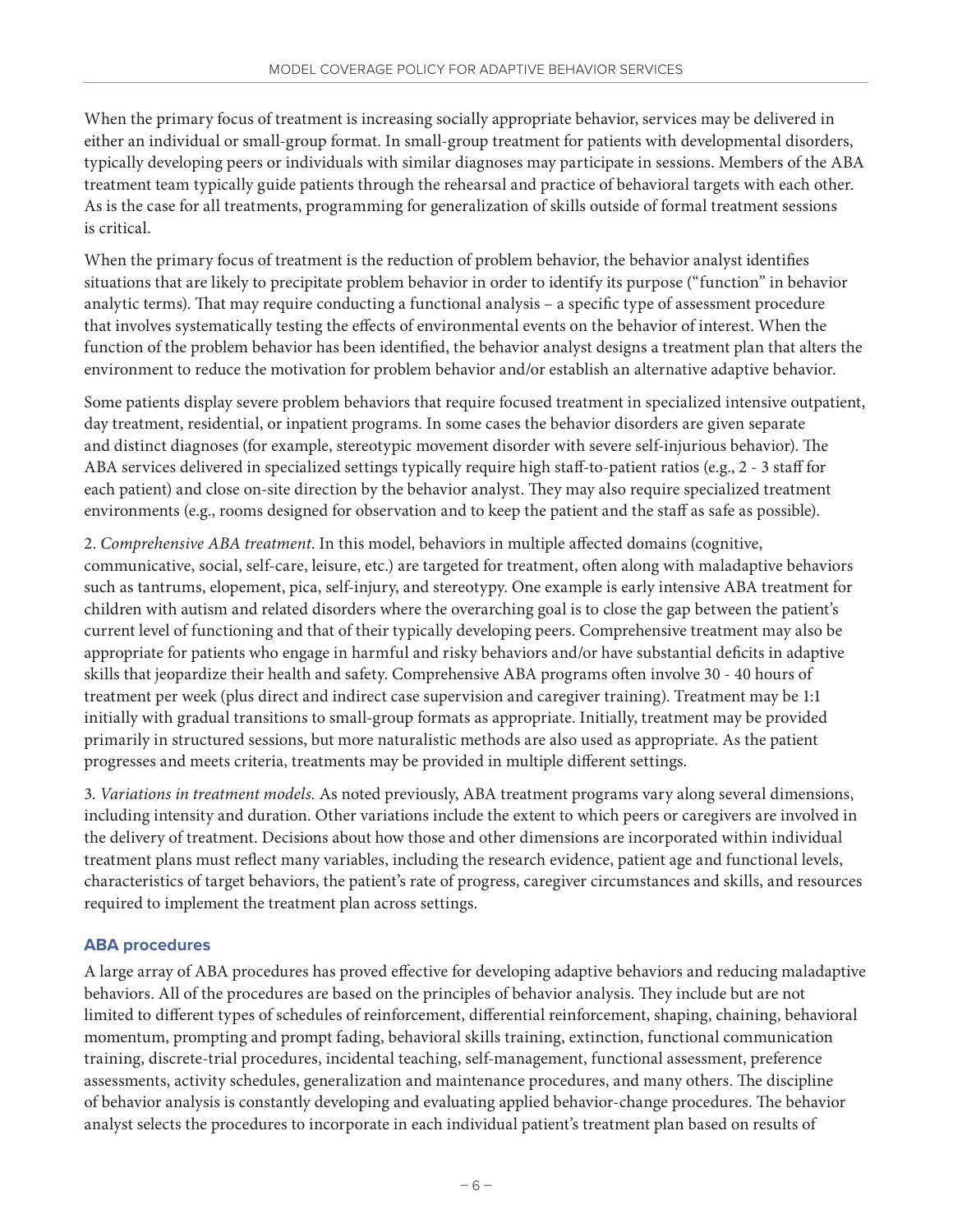When the primary focus of treatment is increasing socially appropriate behavior, services may be delivered in either an individual or small-group format. In small-group treatment for patients with developmental disorders, typically developing peers or individuals with similar diagnoses may participate in sessions. Members of the ABA treatment team typically guide patients through the rehearsal and practice of behavioral targets with each other. As is the case for all treatments, programming for generalization of skills outside of formal treatment sessions is critical.

When the primary focus of treatment is the reduction of problem behavior, the behavior analyst identifies situations that are likely to precipitate problem behavior in order to identify its purpose ("function" in behavior analytic terms). That may require conducting a functional analysis – a specific type of assessment procedure that involves systematically testing the effects of environmental events on the behavior of interest. When the function of the problem behavior has been identified, the behavior analyst designs a treatment plan that alters the environment to reduce the motivation for problem behavior and/or establish an alternative adaptive behavior.

Some patients display severe problem behaviors that require focused treatment in specialized intensive outpatient, day treatment, residential, or inpatient programs. In some cases the behavior disorders are given separate and distinct diagnoses (for example, stereotypic movement disorder with severe self-injurious behavior). The ABA services delivered in specialized settings typically require high staff-to-patient ratios (e.g., 2 - 3 staff for each patient) and close on-site direction by the behavior analyst. They may also require specialized treatment environments (e.g., rooms designed for observation and to keep the patient and the staff as safe as possible).

2. *Comprehensive ABA treatment*. In this model, behaviors in multiple affected domains (cognitive, communicative, social, self-care, leisure, etc.) are targeted for treatment, often along with maladaptive behaviors such as tantrums, elopement, pica, self-injury, and stereotypy. One example is early intensive ABA treatment for children with autism and related disorders where the overarching goal is to close the gap between the patient's current level of functioning and that of their typically developing peers. Comprehensive treatment may also be appropriate for patients who engage in harmful and risky behaviors and/or have substantial deficits in adaptive skills that jeopardize their health and safety. Comprehensive ABA programs often involve 30 - 40 hours of treatment per week (plus direct and indirect case supervision and caregiver training). Treatment may be 1:1 initially with gradual transitions to small-group formats as appropriate. Initially, treatment may be provided primarily in structured sessions, but more naturalistic methods are also used as appropriate. As the patient progresses and meets criteria, treatments may be provided in multiple different settings.

3. *Variations in treatment models.* As noted previously, ABA treatment programs vary along several dimensions, including intensity and duration. Other variations include the extent to which peers or caregivers are involved in the delivery of treatment. Decisions about how those and other dimensions are incorporated within individual treatment plans must reflect many variables, including the research evidence, patient age and functional levels, characteristics of target behaviors, the patient's rate of progress, caregiver circumstances and skills, and resources required to implement the treatment plan across settings.

### ABA procedures

A large array of ABA procedures has proved effective for developing adaptive behaviors and reducing maladaptive behaviors. All of the procedures are based on the principles of behavior analysis. They include but are not limited to different types of schedules of reinforcement, differential reinforcement, shaping, chaining, behavioral momentum, prompting and prompt fading, behavioral skills training, extinction, functional communication training, discrete-trial procedures, incidental teaching, self-management, functional assessment, preference assessments, activity schedules, generalization and maintenance procedures, and many others. The discipline of behavior analysis is constantly developing and evaluating applied behavior-change procedures. The behavior analyst selects the procedures to incorporate in each individual patient's treatment plan based on results of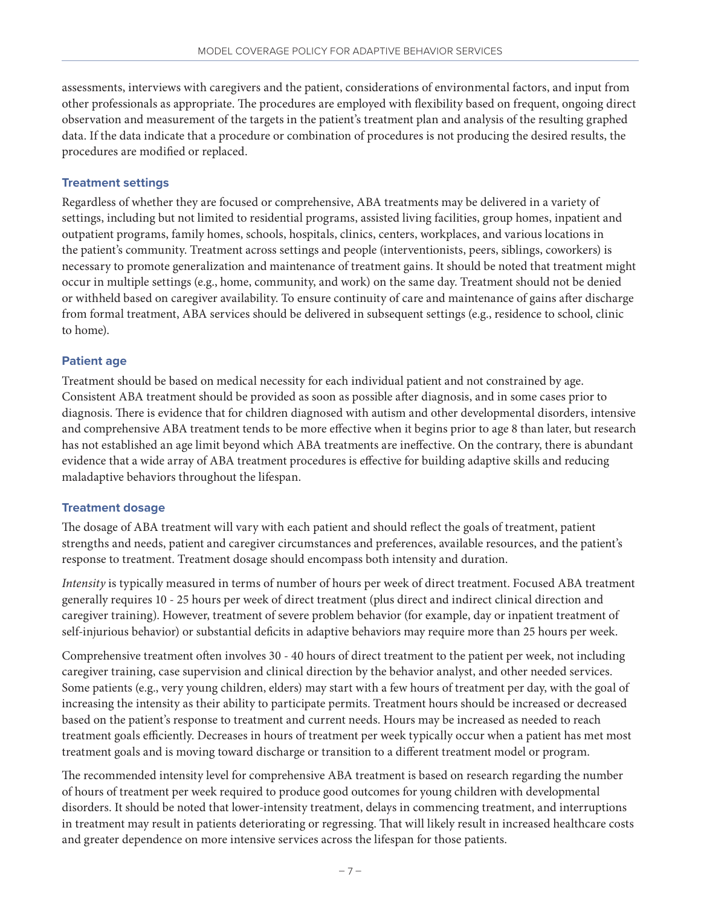assessments, interviews with caregivers and the patient, considerations of environmental factors, and input from other professionals as appropriate. The procedures are employed with flexibility based on frequent, ongoing direct observation and measurement of the targets in the patient's treatment plan and analysis of the resulting graphed data. If the data indicate that a procedure or combination of procedures is not producing the desired results, the procedures are modified or replaced.

### Treatment settings

Regardless of whether they are focused or comprehensive, ABA treatments may be delivered in a variety of settings, including but not limited to residential programs, assisted living facilities, group homes, inpatient and outpatient programs, family homes, schools, hospitals, clinics, centers, workplaces, and various locations in the patient's community. Treatment across settings and people (interventionists, peers, siblings, coworkers) is necessary to promote generalization and maintenance of treatment gains. It should be noted that treatment might occur in multiple settings (e.g., home, community, and work) on the same day. Treatment should not be denied or withheld based on caregiver availability. To ensure continuity of care and maintenance of gains after discharge from formal treatment, ABA services should be delivered in subsequent settings (e.g., residence to school, clinic to home).

### Patient age

Treatment should be based on medical necessity for each individual patient and not constrained by age. Consistent ABA treatment should be provided as soon as possible after diagnosis, and in some cases prior to diagnosis. There is evidence that for children diagnosed with autism and other developmental disorders, intensive and comprehensive ABA treatment tends to be more effective when it begins prior to age 8 than later, but research has not established an age limit beyond which ABA treatments are ineffective. On the contrary, there is abundant evidence that a wide array of ABA treatment procedures is effective for building adaptive skills and reducing maladaptive behaviors throughout the lifespan.

### Treatment dosage

The dosage of ABA treatment will vary with each patient and should reflect the goals of treatment, patient strengths and needs, patient and caregiver circumstances and preferences, available resources, and the patient's response to treatment. Treatment dosage should encompass both intensity and duration.

*Intensity* is typically measured in terms of number of hours per week of direct treatment. Focused ABA treatment generally requires 10 - 25 hours per week of direct treatment (plus direct and indirect clinical direction and caregiver training). However, treatment of severe problem behavior (for example, day or inpatient treatment of self-injurious behavior) or substantial deficits in adaptive behaviors may require more than 25 hours per week.

Comprehensive treatment often involves 30 - 40 hours of direct treatment to the patient per week, not including caregiver training, case supervision and clinical direction by the behavior analyst, and other needed services. Some patients (e.g., very young children, elders) may start with a few hours of treatment per day, with the goal of increasing the intensity as their ability to participate permits. Treatment hours should be increased or decreased based on the patient's response to treatment and current needs. Hours may be increased as needed to reach treatment goals efficiently. Decreases in hours of treatment per week typically occur when a patient has met most treatment goals and is moving toward discharge or transition to a different treatment model or program.

The recommended intensity level for comprehensive ABA treatment is based on research regarding the number of hours of treatment per week required to produce good outcomes for young children with developmental disorders. It should be noted that lower-intensity treatment, delays in commencing treatment, and interruptions in treatment may result in patients deteriorating or regressing. That will likely result in increased healthcare costs and greater dependence on more intensive services across the lifespan for those patients.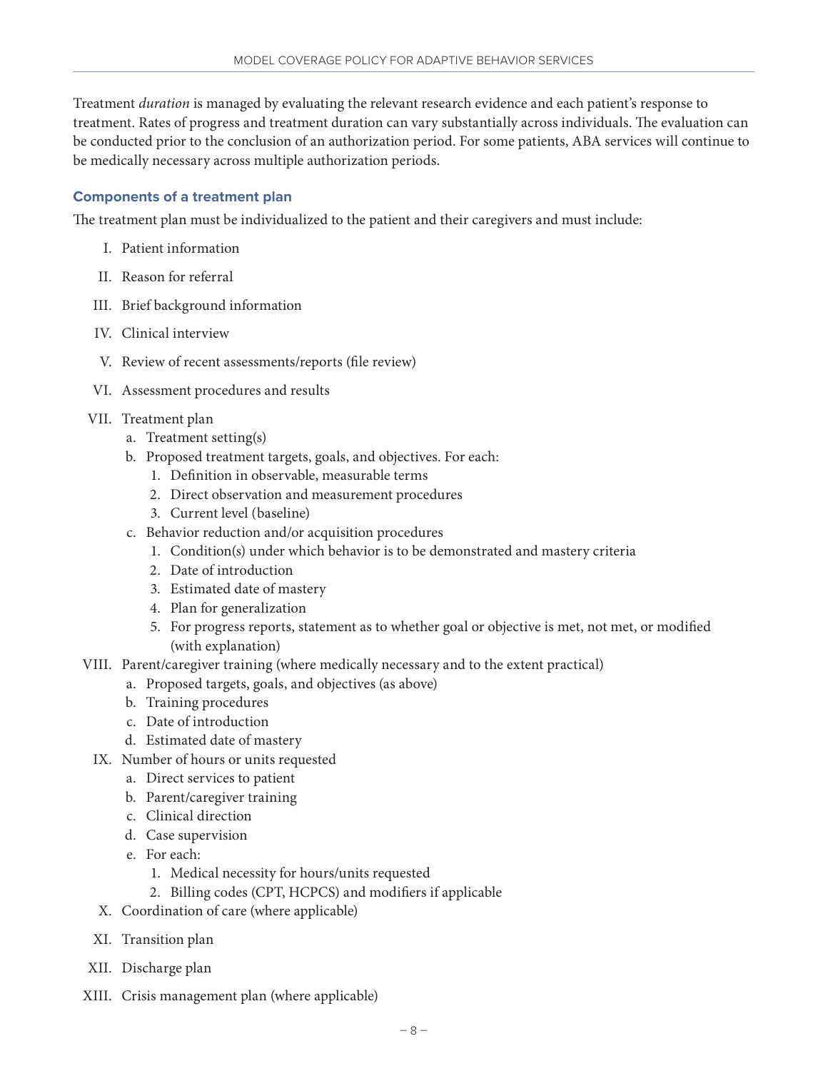Treatment *duration* is managed by evaluating the relevant research evidence and each patient's response to treatment. Rates of progress and treatment duration can vary substantially across individuals. The evaluation can be conducted prior to the conclusion of an authorization period. For some patients, ABA services will continue to be medically necessary across multiple authorization periods.

### Components of a treatment plan

The treatment plan must be individualized to the patient and their caregivers and must include:

- I. Patient information
- II. Reason for referral
- III. Brief background information
- IV. Clinical interview
- V. Review of recent assessments/reports (file review)
- VI. Assessment procedures and results
- VII. Treatment plan
  - a. Treatment setting(s)
  - b. Proposed treatment targets, goals, and objectives. For each:
    1. Definition in observable, measurable terms
    2. Direct observation and measurement procedures
    3. Current level (baseline)
  - c. Behavior reduction and/or acquisition procedures
    1. Condition(s) under which behavior is to be demonstrated and mastery criteria
    2. Date of introduction
    3. Estimated date of mastery
    4. Plan for generalization
    5. For progress reports, statement as to whether goal or objective is met, not met, or modified (with explanation)
- VIII. Parent/caregiver training (where medically necessary and to the extent practical)
  - a. Proposed targets, goals, and objectives (as above)
  - b. Training procedures
  - c. Date of introduction
  - d. Estimated date of mastery
- IX. Number of hours or units requested
  - a. Direct services to patient
  - b. Parent/caregiver training
  - c. Clinical direction
  - d. Case supervision
  - e. For each:
    1. Medical necessity for hours/units requested
    2. Billing codes (CPT, HCPCS) and modifiers if applicable
- X. Coordination of care (where applicable)
- XI. Transition plan
- XII. Discharge plan
- XIII. Crisis management plan (where applicable)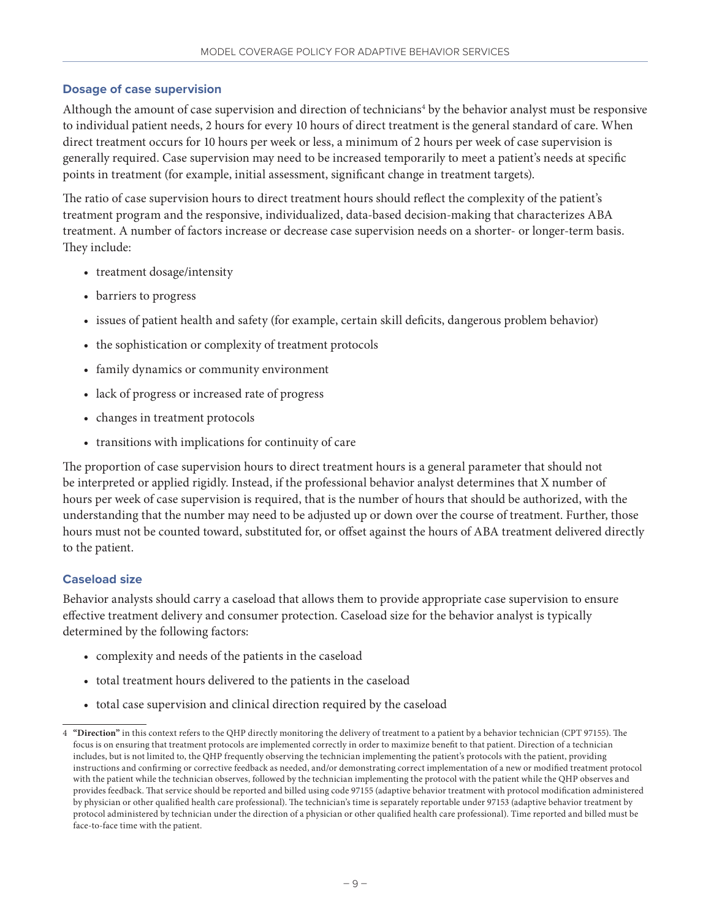### Dosage of case supervision

Although the amount of case supervision and direction of technicians[4] by the behavior analyst must be responsive to individual patient needs, 2 hours for every 10 hours of direct treatment is the general standard of care. When direct treatment occurs for 10 hours per week or less, a minimum of 2 hours per week of case supervision is generally required. Case supervision may need to be increased temporarily to meet a patient's needs at specific points in treatment (for example, initial assessment, significant change in treatment targets).

The ratio of case supervision hours to direct treatment hours should reflect the complexity of the patient's treatment program and the responsive, individualized, data-based decision-making that characterizes ABA treatment. A number of factors increase or decrease case supervision needs on a shorter- or longer-term basis. They include:

- treatment dosage/intensity
- barriers to progress
- issues of patient health and safety (for example, certain skill deficits, dangerous problem behavior)
- the sophistication or complexity of treatment protocols
- family dynamics or community environment
- lack of progress or increased rate of progress
- changes in treatment protocols
- transitions with implications for continuity of care

The proportion of case supervision hours to direct treatment hours is a general parameter that should not be interpreted or applied rigidly. Instead, if the professional behavior analyst determines that X number of hours per week of case supervision is required, that is the number of hours that should be authorized, with the understanding that the number may need to be adjusted up or down over the course of treatment. Further, those hours must not be counted toward, substituted for, or offset against the hours of ABA treatment delivered directly to the patient.

### Caseload size

Behavior analysts should carry a caseload that allows them to provide appropriate case supervision to ensure effective treatment delivery and consumer protection. Caseload size for the behavior analyst is typically determined by the following factors:

- complexity and needs of the patients in the caseload
- total treatment hours delivered to the patients in the caseload
- total case supervision and clinical direction required by the caseload

---

4 **"Direction"** in this context refers to the QHP directly monitoring the delivery of treatment to a patient by a behavior technician (CPT 97155). The focus is on ensuring that treatment protocols are implemented correctly in order to maximize benefit to that patient. Direction of a technician includes, but is not limited to, the QHP frequently observing the technician implementing the patient's protocols with the patient, providing instructions and confirming or corrective feedback as needed, and/or demonstrating correct implementation of a new or modified treatment protocol with the patient while the technician observes, followed by the technician implementing the protocol with the patient while the QHP observes and provides feedback. That service should be reported and billed using code 97155 (adaptive behavior treatment with protocol modification administered by physician or other qualified health care professional). The technician's time is separately reportable under 97153 (adaptive behavior treatment by protocol administered by technician under the direction of a physician or other qualified health care professional). Time reported and billed must be face-to-face time with the patient.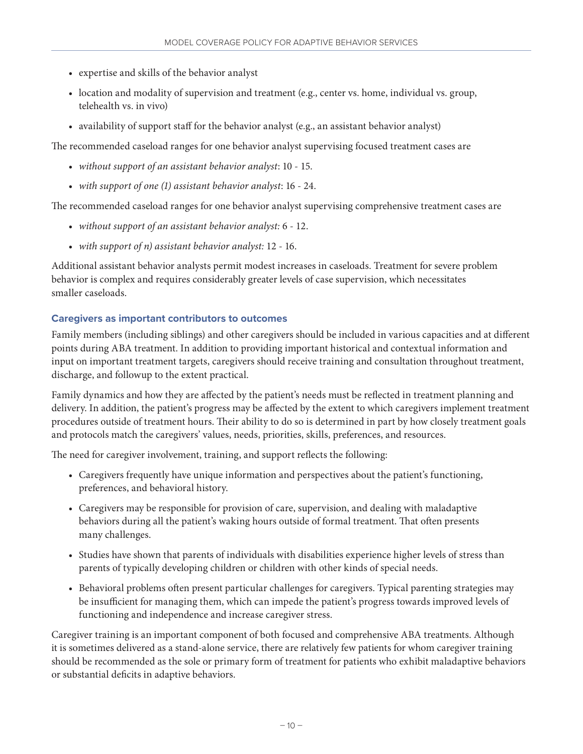- expertise and skills of the behavior analyst
- location and modality of supervision and treatment (e.g., center vs. home, individual vs. group, telehealth vs. in vivo)
- availability of support staff for the behavior analyst (e.g., an assistant behavior analyst)

The recommended caseload ranges for one behavior analyst supervising focused treatment cases are

- *without support of an assistant behavior analyst*: 10 - 15.
- *with support of one (1) assistant behavior analyst*: 16 - 24.

The recommended caseload ranges for one behavior analyst supervising comprehensive treatment cases are

- *without support of an assistant behavior analyst:* 6 - 12.
- *with support of n) assistant behavior analyst:* 12 - 16.

Additional assistant behavior analysts permit modest increases in caseloads. Treatment for severe problem behavior is complex and requires considerably greater levels of case supervision, which necessitates smaller caseloads.

### Caregivers as important contributors to outcomes

Family members (including siblings) and other caregivers should be included in various capacities and at different points during ABA treatment. In addition to providing important historical and contextual information and input on important treatment targets, caregivers should receive training and consultation throughout treatment, discharge, and followup to the extent practical.

Family dynamics and how they are affected by the patient's needs must be reflected in treatment planning and delivery. In addition, the patient's progress may be affected by the extent to which caregivers implement treatment procedures outside of treatment hours. Their ability to do so is determined in part by how closely treatment goals and protocols match the caregivers' values, needs, priorities, skills, preferences, and resources.

The need for caregiver involvement, training, and support reflects the following:

- Caregivers frequently have unique information and perspectives about the patient's functioning, preferences, and behavioral history.
- Caregivers may be responsible for provision of care, supervision, and dealing with maladaptive behaviors during all the patient's waking hours outside of formal treatment. That often presents many challenges.
- Studies have shown that parents of individuals with disabilities experience higher levels of stress than parents of typically developing children or children with other kinds of special needs.
- Behavioral problems often present particular challenges for caregivers. Typical parenting strategies may be insufficient for managing them, which can impede the patient's progress towards improved levels of functioning and independence and increase caregiver stress.

Caregiver training is an important component of both focused and comprehensive ABA treatments. Although it is sometimes delivered as a stand-alone service, there are relatively few patients for whom caregiver training should be recommended as the sole or primary form of treatment for patients who exhibit maladaptive behaviors or substantial deficits in adaptive behaviors.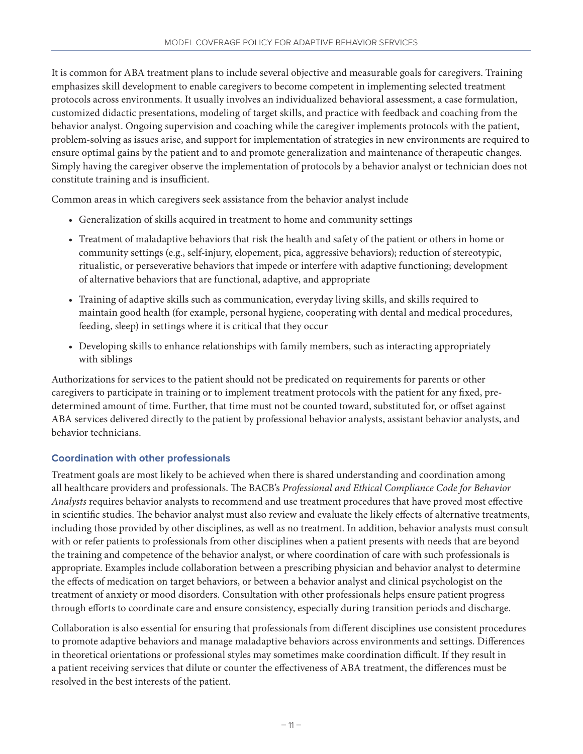It is common for ABA treatment plans to include several objective and measurable goals for caregivers. Training emphasizes skill development to enable caregivers to become competent in implementing selected treatment protocols across environments. It usually involves an individualized behavioral assessment, a case formulation, customized didactic presentations, modeling of target skills, and practice with feedback and coaching from the behavior analyst. Ongoing supervision and coaching while the caregiver implements protocols with the patient, problem-solving as issues arise, and support for implementation of strategies in new environments are required to ensure optimal gains by the patient and to and promote generalization and maintenance of therapeutic changes. Simply having the caregiver observe the implementation of protocols by a behavior analyst or technician does not constitute training and is insufficient.

Common areas in which caregivers seek assistance from the behavior analyst include

- Generalization of skills acquired in treatment to home and community settings
- Treatment of maladaptive behaviors that risk the health and safety of the patient or others in home or community settings (e.g., self-injury, elopement, pica, aggressive behaviors); reduction of stereotypic, ritualistic, or perseverative behaviors that impede or interfere with adaptive functioning; development of alternative behaviors that are functional, adaptive, and appropriate
- Training of adaptive skills such as communication, everyday living skills, and skills required to maintain good health (for example, personal hygiene, cooperating with dental and medical procedures, feeding, sleep) in settings where it is critical that they occur
- Developing skills to enhance relationships with family members, such as interacting appropriately with siblings

Authorizations for services to the patient should not be predicated on requirements for parents or other caregivers to participate in training or to implement treatment protocols with the patient for any fixed, pre-determined amount of time. Further, that time must not be counted toward, substituted for, or offset against ABA services delivered directly to the patient by professional behavior analysts, assistant behavior analysts, and behavior technicians.

### Coordination with other professionals

Treatment goals are most likely to be achieved when there is shared understanding and coordination among all healthcare providers and professionals. The BACB's *Professional and Ethical Compliance Code for Behavior Analysts* requires behavior analysts to recommend and use treatment procedures that have proved most effective in scientific studies. The behavior analyst must also review and evaluate the likely effects of alternative treatments, including those provided by other disciplines, as well as no treatment. In addition, behavior analysts must consult with or refer patients to professionals from other disciplines when a patient presents with needs that are beyond the training and competence of the behavior analyst, or where coordination of care with such professionals is appropriate. Examples include collaboration between a prescribing physician and behavior analyst to determine the effects of medication on target behaviors, or between a behavior analyst and clinical psychologist on the treatment of anxiety or mood disorders. Consultation with other professionals helps ensure patient progress through efforts to coordinate care and ensure consistency, especially during transition periods and discharge.

Collaboration is also essential for ensuring that professionals from different disciplines use consistent procedures to promote adaptive behaviors and manage maladaptive behaviors across environments and settings. Differences in theoretical orientations or professional styles may sometimes make coordination difficult. If they result in a patient receiving services that dilute or counter the effectiveness of ABA treatment, the differences must be resolved in the best interests of the patient.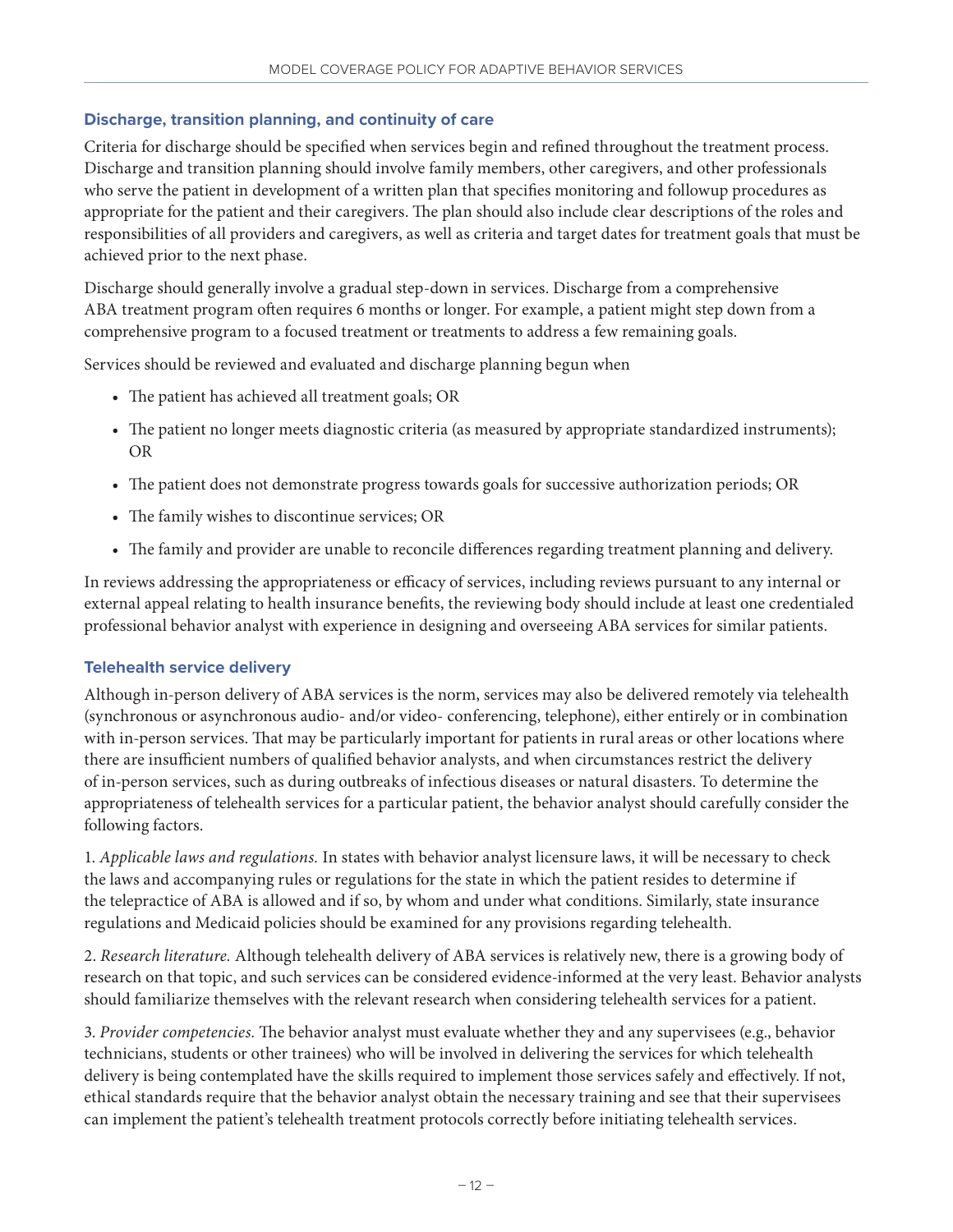### Discharge, transition planning, and continuity of care

Criteria for discharge should be specified when services begin and refined throughout the treatment process. Discharge and transition planning should involve family members, other caregivers, and other professionals who serve the patient in development of a written plan that specifies monitoring and followup procedures as appropriate for the patient and their caregivers. The plan should also include clear descriptions of the roles and responsibilities of all providers and caregivers, as well as criteria and target dates for treatment goals that must be achieved prior to the next phase.

Discharge should generally involve a gradual step-down in services. Discharge from a comprehensive ABA treatment program often requires 6 months or longer. For example, a patient might step down from a comprehensive program to a focused treatment or treatments to address a few remaining goals.

Services should be reviewed and evaluated and discharge planning begun when

- The patient has achieved all treatment goals; OR
- The patient no longer meets diagnostic criteria (as measured by appropriate standardized instruments); OR
- The patient does not demonstrate progress towards goals for successive authorization periods; OR
- The family wishes to discontinue services; OR
- The family and provider are unable to reconcile differences regarding treatment planning and delivery.

In reviews addressing the appropriateness or efficacy of services, including reviews pursuant to any internal or external appeal relating to health insurance benefits, the reviewing body should include at least one credentialed professional behavior analyst with experience in designing and overseeing ABA services for similar patients.

### Telehealth service delivery

Although in-person delivery of ABA services is the norm, services may also be delivered remotely via telehealth (synchronous or asynchronous audio- and/or video- conferencing, telephone), either entirely or in combination with in-person services. That may be particularly important for patients in rural areas or other locations where there are insufficient numbers of qualified behavior analysts, and when circumstances restrict the delivery of in-person services, such as during outbreaks of infectious diseases or natural disasters. To determine the appropriateness of telehealth services for a particular patient, the behavior analyst should carefully consider the following factors.

1. *Applicable laws and regulations.* In states with behavior analyst licensure laws, it will be necessary to check the laws and accompanying rules or regulations for the state in which the patient resides to determine if the telepractice of ABA is allowed and if so, by whom and under what conditions. Similarly, state insurance regulations and Medicaid policies should be examined for any provisions regarding telehealth.

2. *Research literature.* Although telehealth delivery of ABA services is relatively new, there is a growing body of research on that topic, and such services can be considered evidence-informed at the very least. Behavior analysts should familiarize themselves with the relevant research when considering telehealth services for a patient.

3. *Provider competencies.* The behavior analyst must evaluate whether they and any supervisees (e.g., behavior technicians, students or other trainees) who will be involved in delivering the services for which telehealth delivery is being contemplated have the skills required to implement those services safely and effectively. If not, ethical standards require that the behavior analyst obtain the necessary training and see that their supervisees can implement the patient's telehealth treatment protocols correctly before initiating telehealth services.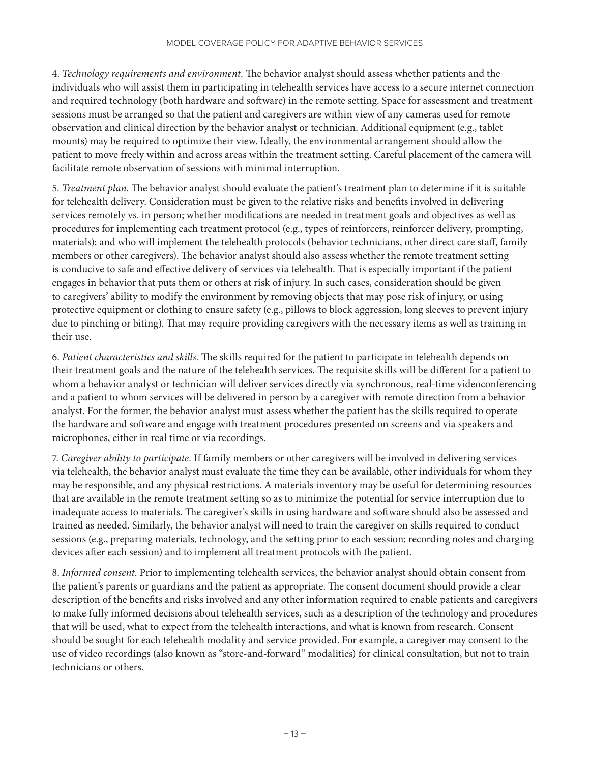4. *Technology requirements and environment.* The behavior analyst should assess whether patients and the individuals who will assist them in participating in telehealth services have access to a secure internet connection and required technology (both hardware and software) in the remote setting. Space for assessment and treatment sessions must be arranged so that the patient and caregivers are within view of any cameras used for remote observation and clinical direction by the behavior analyst or technician. Additional equipment (e.g., tablet mounts) may be required to optimize their view. Ideally, the environmental arrangement should allow the patient to move freely within and across areas within the treatment setting. Careful placement of the camera will facilitate remote observation of sessions with minimal interruption.

5. *Treatment plan.* The behavior analyst should evaluate the patient's treatment plan to determine if it is suitable for telehealth delivery. Consideration must be given to the relative risks and benefits involved in delivering services remotely vs. in person; whether modifications are needed in treatment goals and objectives as well as procedures for implementing each treatment protocol (e.g., types of reinforcers, reinforcer delivery, prompting, materials); and who will implement the telehealth protocols (behavior technicians, other direct care staff, family members or other caregivers). The behavior analyst should also assess whether the remote treatment setting is conducive to safe and effective delivery of services via telehealth. That is especially important if the patient engages in behavior that puts them or others at risk of injury. In such cases, consideration should be given to caregivers' ability to modify the environment by removing objects that may pose risk of injury, or using protective equipment or clothing to ensure safety (e.g., pillows to block aggression, long sleeves to prevent injury due to pinching or biting). That may require providing caregivers with the necessary items as well as training in their use.

6. *Patient characteristics and skills.* The skills required for the patient to participate in telehealth depends on their treatment goals and the nature of the telehealth services. The requisite skills will be different for a patient to whom a behavior analyst or technician will deliver services directly via synchronous, real-time videoconferencing and a patient to whom services will be delivered in person by a caregiver with remote direction from a behavior analyst. For the former, the behavior analyst must assess whether the patient has the skills required to operate the hardware and software and engage with treatment procedures presented on screens and via speakers and microphones, either in real time or via recordings.

7. *Caregiver ability to participate.* If family members or other caregivers will be involved in delivering services via telehealth, the behavior analyst must evaluate the time they can be available, other individuals for whom they may be responsible, and any physical restrictions. A materials inventory may be useful for determining resources that are available in the remote treatment setting so as to minimize the potential for service interruption due to inadequate access to materials. The caregiver's skills in using hardware and software should also be assessed and trained as needed. Similarly, the behavior analyst will need to train the caregiver on skills required to conduct sessions (e.g., preparing materials, technology, and the setting prior to each session; recording notes and charging devices after each session) and to implement all treatment protocols with the patient.

8. *Informed consent.* Prior to implementing telehealth services, the behavior analyst should obtain consent from the patient's parents or guardians and the patient as appropriate. The consent document should provide a clear description of the benefits and risks involved and any other information required to enable patients and caregivers to make fully informed decisions about telehealth services, such as a description of the technology and procedures that will be used, what to expect from the telehealth interactions, and what is known from research. Consent should be sought for each telehealth modality and service provided. For example, a caregiver may consent to the use of video recordings (also known as "store-and-forward" modalities) for clinical consultation, but not to train technicians or others.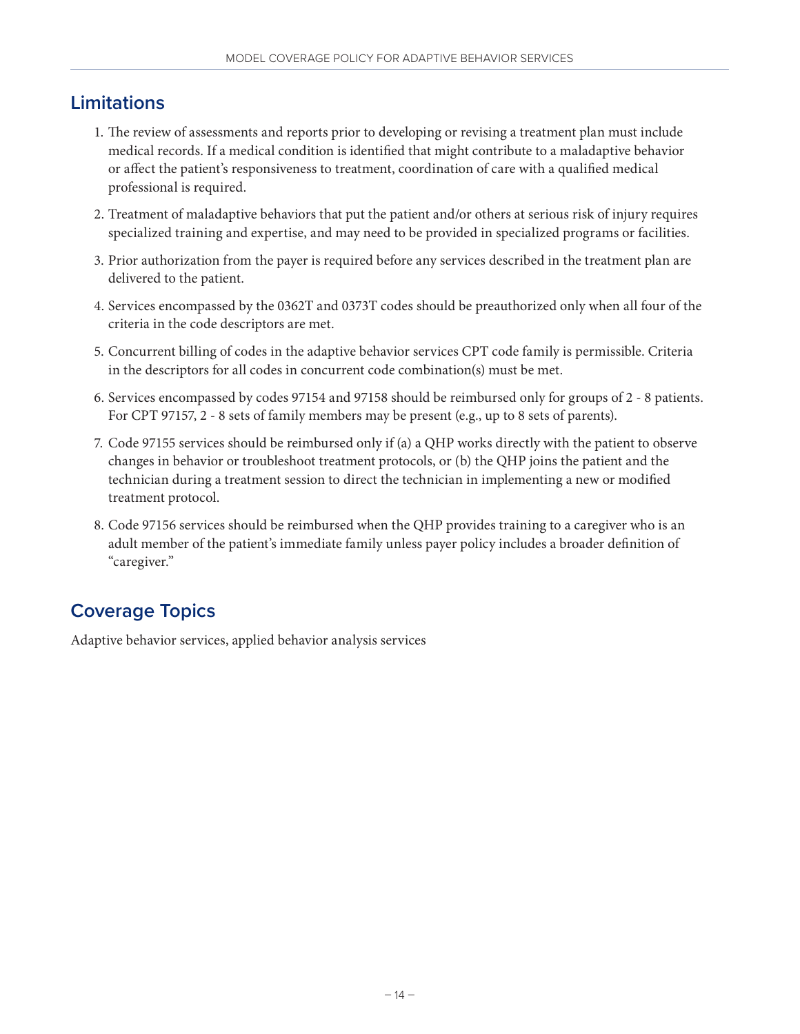## Limitations

1. The review of assessments and reports prior to developing or revising a treatment plan must include medical records. If a medical condition is identified that might contribute to a maladaptive behavior or affect the patient's responsiveness to treatment, coordination of care with a qualified medical professional is required.
2. Treatment of maladaptive behaviors that put the patient and/or others at serious risk of injury requires specialized training and expertise, and may need to be provided in specialized programs or facilities.
3. Prior authorization from the payer is required before any services described in the treatment plan are delivered to the patient.
4. Services encompassed by the 0362T and 0373T codes should be preauthorized only when all four of the criteria in the code descriptors are met.
5. Concurrent billing of codes in the adaptive behavior services CPT code family is permissible. Criteria in the descriptors for all codes in concurrent code combination(s) must be met.
6. Services encompassed by codes 97154 and 97158 should be reimbursed only for groups of 2 - 8 patients. For CPT 97157, 2 - 8 sets of family members may be present (e.g., up to 8 sets of parents).
7. Code 97155 services should be reimbursed only if (a) a QHP works directly with the patient to observe changes in behavior or troubleshoot treatment protocols, or (b) the QHP joins the patient and the technician during a treatment session to direct the technician in implementing a new or modified treatment protocol.
8. Code 97156 services should be reimbursed when the QHP provides training to a caregiver who is an adult member of the patient's immediate family unless payer policy includes a broader definition of "caregiver."

## Coverage Topics

Adaptive behavior services, applied behavior analysis services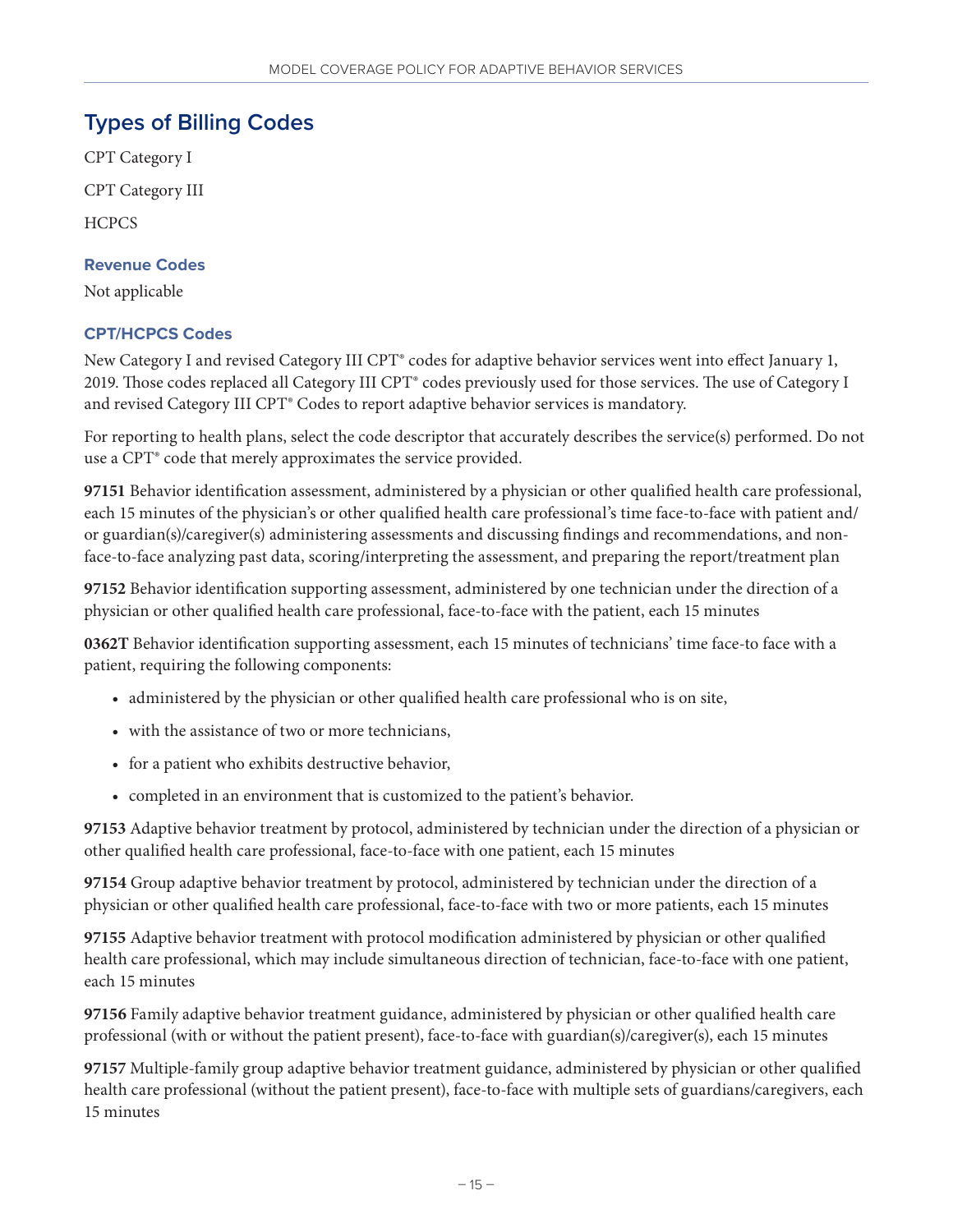## Types of Billing Codes

CPT Category I

CPT Category III

HCPCS

### Revenue Codes

Not applicable

### CPT/HCPCS Codes

New Category I and revised Category III CPT® codes for adaptive behavior services went into effect January 1, 2019. Those codes replaced all Category III CPT® codes previously used for those services. The use of Category I and revised Category III CPT® Codes to report adaptive behavior services is mandatory.

For reporting to health plans, select the code descriptor that accurately describes the service(s) performed. Do not use a CPT® code that merely approximates the service provided.

**97151** Behavior identification assessment, administered by a physician or other qualified health care professional, each 15 minutes of the physician's or other qualified health care professional's time face-to-face with patient and/or guardian(s)/caregiver(s) administering assessments and discussing findings and recommendations, and non-face-to-face analyzing past data, scoring/interpreting the assessment, and preparing the report/treatment plan

**97152** Behavior identification supporting assessment, administered by one technician under the direction of a physician or other qualified health care professional, face-to-face with the patient, each 15 minutes

**0362T** Behavior identification supporting assessment, each 15 minutes of technicians' time face-to face with a patient, requiring the following components:

- administered by the physician or other qualified health care professional who is on site,
- with the assistance of two or more technicians,
- for a patient who exhibits destructive behavior,
- completed in an environment that is customized to the patient's behavior.

**97153** Adaptive behavior treatment by protocol, administered by technician under the direction of a physician or other qualified health care professional, face-to-face with one patient, each 15 minutes

**97154** Group adaptive behavior treatment by protocol, administered by technician under the direction of a physician or other qualified health care professional, face-to-face with two or more patients, each 15 minutes

**97155** Adaptive behavior treatment with protocol modification administered by physician or other qualified health care professional, which may include simultaneous direction of technician, face-to-face with one patient, each 15 minutes

**97156** Family adaptive behavior treatment guidance, administered by physician or other qualified health care professional (with or without the patient present), face-to-face with guardian(s)/caregiver(s), each 15 minutes

**97157** Multiple-family group adaptive behavior treatment guidance, administered by physician or other qualified health care professional (without the patient present), face-to-face with multiple sets of guardians/caregivers, each 15 minutes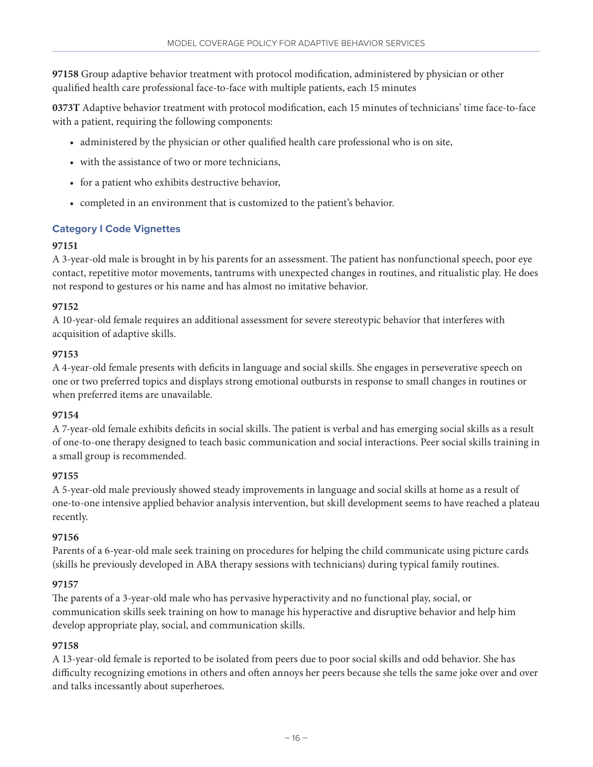**97158** Group adaptive behavior treatment with protocol modification, administered by physician or other qualified health care professional face-to-face with multiple patients, each 15 minutes

**0373T** Adaptive behavior treatment with protocol modification, each 15 minutes of technicians' time face-to-face with a patient, requiring the following components:

- administered by the physician or other qualified health care professional who is on site,
- with the assistance of two or more technicians,
- for a patient who exhibits destructive behavior,
- completed in an environment that is customized to the patient's behavior.

### Category I Code Vignettes

**97151**
A 3-year-old male is brought in by his parents for an assessment. The patient has nonfunctional speech, poor eye contact, repetitive motor movements, tantrums with unexpected changes in routines, and ritualistic play. He does not respond to gestures or his name and has almost no imitative behavior.

**97152**
A 10-year-old female requires an additional assessment for severe stereotypic behavior that interferes with acquisition of adaptive skills.

**97153**
A 4-year-old female presents with deficits in language and social skills. She engages in perseverative speech on one or two preferred topics and displays strong emotional outbursts in response to small changes in routines or when preferred items are unavailable.

**97154**
A 7-year-old female exhibits deficits in social skills. The patient is verbal and has emerging social skills as a result of one-to-one therapy designed to teach basic communication and social interactions. Peer social skills training in a small group is recommended.

**97155**
A 5-year-old male previously showed steady improvements in language and social skills at home as a result of one-to-one intensive applied behavior analysis intervention, but skill development seems to have reached a plateau recently.

**97156**
Parents of a 6-year-old male seek training on procedures for helping the child communicate using picture cards (skills he previously developed in ABA therapy sessions with technicians) during typical family routines.

**97157**
The parents of a 3-year-old male who has pervasive hyperactivity and no functional play, social, or communication skills seek training on how to manage his hyperactive and disruptive behavior and help him develop appropriate play, social, and communication skills.

**97158**
A 13-year-old female is reported to be isolated from peers due to poor social skills and odd behavior. She has difficulty recognizing emotions in others and often annoys her peers because she tells the same joke over and over and talks incessantly about superheroes.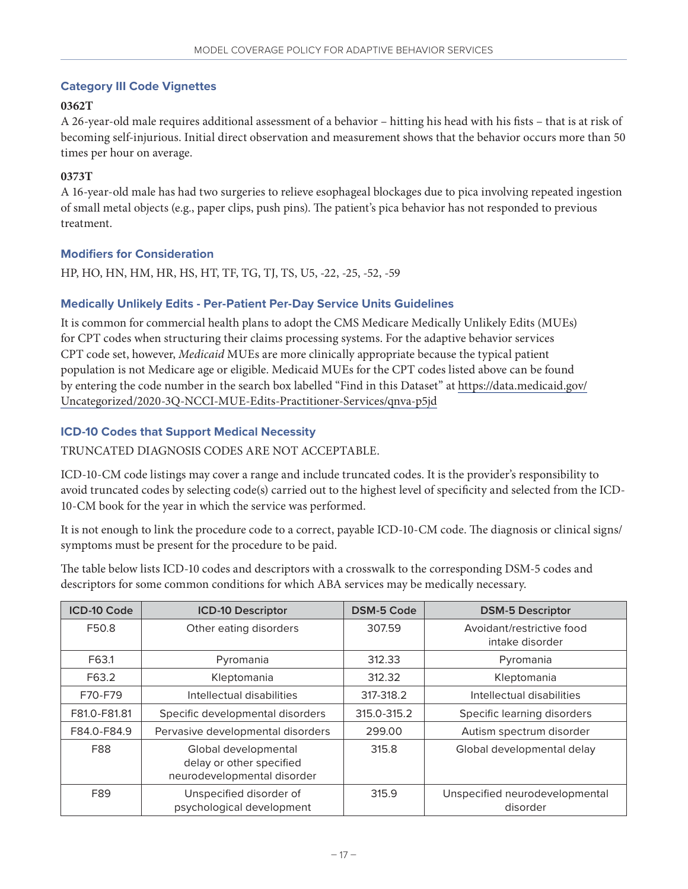### Category III Code Vignettes

**0362T**

A 26-year-old male requires additional assessment of a behavior – hitting his head with his fists – that is at risk of becoming self-injurious. Initial direct observation and measurement shows that the behavior occurs more than 50 times per hour on average.

**0373T**

A 16-year-old male has had two surgeries to relieve esophageal blockages due to pica involving repeated ingestion of small metal objects (e.g., paper clips, push pins). The patient's pica behavior has not responded to previous treatment.

### Modifiers for Consideration

HP, HO, HN, HM, HR, HS, HT, TF, TG, TJ, TS, U5, -22, -25, -52, -59

### Medically Unlikely Edits - Per-Patient Per-Day Service Units Guidelines

It is common for commercial health plans to adopt the CMS Medicare Medically Unlikely Edits (MUEs) for CPT codes when structuring their claims processing systems. For the adaptive behavior services CPT code set, however, *Medicaid* MUEs are more clinically appropriate because the typical patient population is not Medicare age or eligible. Medicaid MUEs for the CPT codes listed above can be found by entering the code number in the search box labelled "Find in this Dataset" at https://data.medicaid.gov/Uncategorized/2020-3Q-NCCI-MUE-Edits-Practitioner-Services/qnva-p5jd

### ICD-10 Codes that Support Medical Necessity

TRUNCATED DIAGNOSIS CODES ARE NOT ACCEPTABLE.

ICD-10-CM code listings may cover a range and include truncated codes. It is the provider's responsibility to avoid truncated codes by selecting code(s) carried out to the highest level of specificity and selected from the ICD-10-CM book for the year in which the service was performed.

It is not enough to link the procedure code to a correct, payable ICD-10-CM code. The diagnosis or clinical signs/symptoms must be present for the procedure to be paid.

The table below lists ICD-10 codes and descriptors with a crosswalk to the corresponding DSM-5 codes and descriptors for some common conditions for which ABA services may be medically necessary.

| ICD-10 Code | ICD-10 Descriptor | DSM-5 Code | DSM-5 Descriptor |
|---|---|---|---|
| F50.8 | Other eating disorders | 307.59 | Avoidant/restrictive food intake disorder |
| F63.1 | Pyromania | 312.33 | Pyromania |
| F63.2 | Kleptomania | 312.32 | Kleptomania |
| F70-F79 | Intellectual disabilities | 317-318.2 | Intellectual disabilities |
| F81.0-F81.81 | Specific developmental disorders | 315.0-315.2 | Specific learning disorders |
| F84.0-F84.9 | Pervasive developmental disorders | 299.00 | Autism spectrum disorder |
| F88 | Global developmental delay or other specified neurodevelopmental disorder | 315.8 | Global developmental delay |
| F89 | Unspecified disorder of psychological development | 315.9 | Unspecified neurodevelopmental disorder |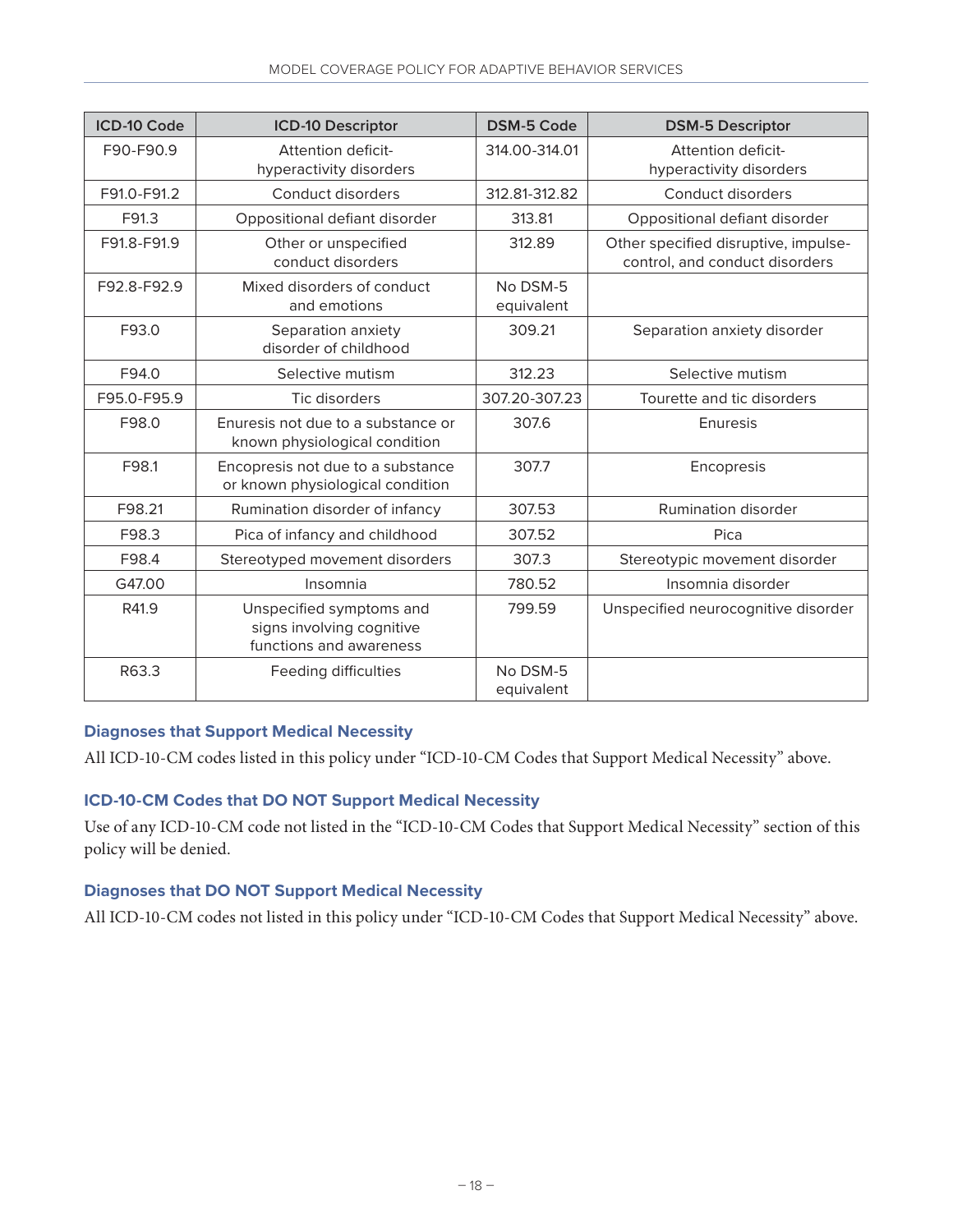| ICD-10 Code | ICD-10 Descriptor | DSM-5 Code | DSM-5 Descriptor |
|---|---|---|---|
| F90-F90.9 | Attention deficit-hyperactivity disorders | 314.00-314.01 | Attention deficit-hyperactivity disorders |
| F91.0-F91.2 | Conduct disorders | 312.81-312.82 | Conduct disorders |
| F91.3 | Oppositional defiant disorder | 313.81 | Oppositional defiant disorder |
| F91.8-F91.9 | Other or unspecified conduct disorders | 312.89 | Other specified disruptive, impulse-control, and conduct disorders |
| F92.8-F92.9 | Mixed disorders of conduct and emotions | No DSM-5 equivalent | |
| F93.0 | Separation anxiety disorder of childhood | 309.21 | Separation anxiety disorder |
| F94.0 | Selective mutism | 312.23 | Selective mutism |
| F95.0-F95.9 | Tic disorders | 307.20-307.23 | Tourette and tic disorders |
| F98.0 | Enuresis not due to a substance or known physiological condition | 307.6 | Enuresis |
| F98.1 | Encopresis not due to a substance or known physiological condition | 307.7 | Encopresis |
| F98.21 | Rumination disorder of infancy | 307.53 | Rumination disorder |
| F98.3 | Pica of infancy and childhood | 307.52 | Pica |
| F98.4 | Stereotyped movement disorders | 307.3 | Stereotypic movement disorder |
| G47.00 | Insomnia | 780.52 | Insomnia disorder |
| R41.9 | Unspecified symptoms and signs involving cognitive functions and awareness | 799.59 | Unspecified neurocognitive disorder |
| R63.3 | Feeding difficulties | No DSM-5 equivalent | |

### Diagnoses that Support Medical Necessity

All ICD-10-CM codes listed in this policy under "ICD-10-CM Codes that Support Medical Necessity" above.

### ICD-10-CM Codes that DO NOT Support Medical Necessity

Use of any ICD-10-CM code not listed in the "ICD-10-CM Codes that Support Medical Necessity" section of this policy will be denied.

### Diagnoses that DO NOT Support Medical Necessity

All ICD-10-CM codes not listed in this policy under "ICD-10-CM Codes that Support Medical Necessity" above.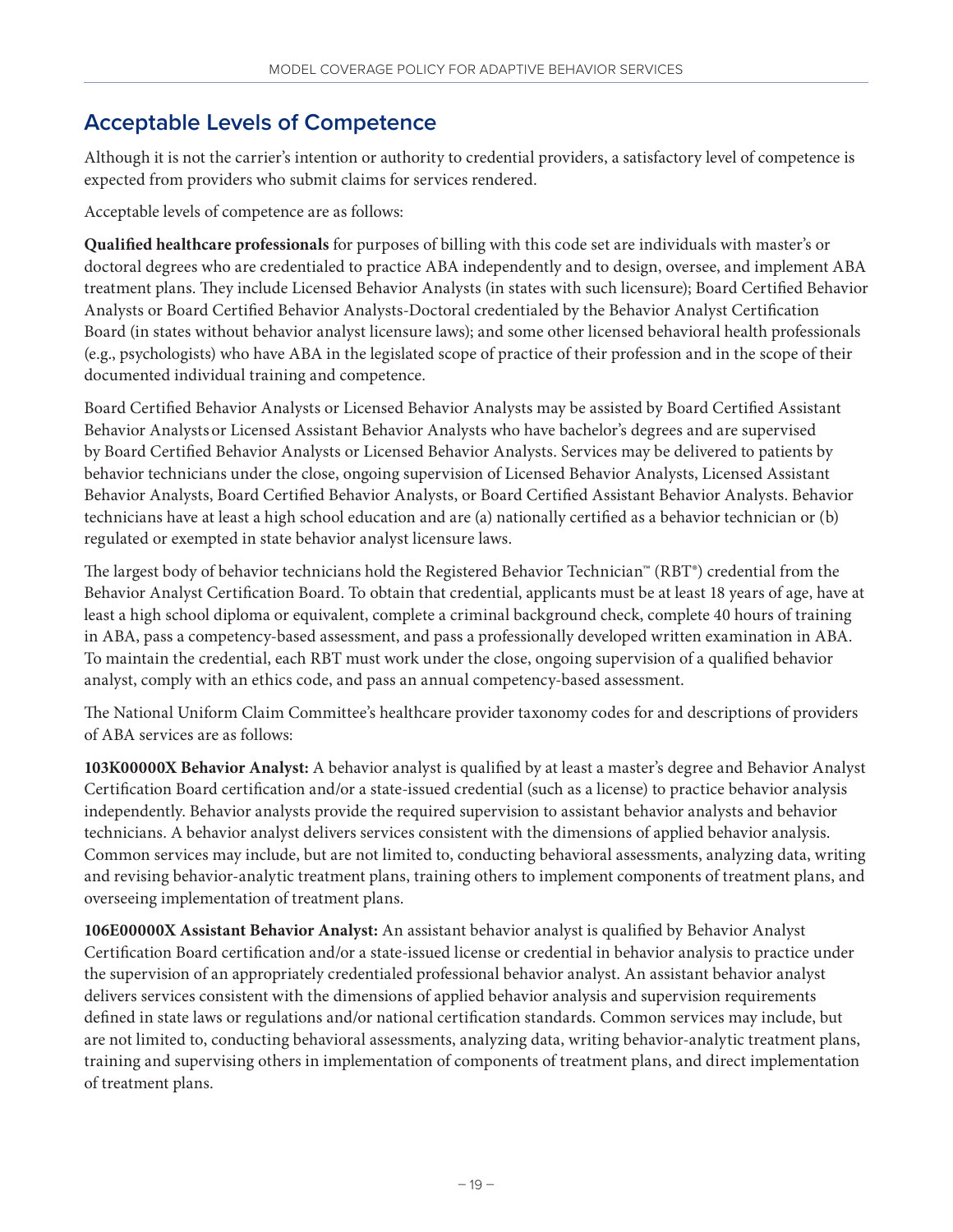## Acceptable Levels of Competence

Although it is not the carrier's intention or authority to credential providers, a satisfactory level of competence is expected from providers who submit claims for services rendered.

Acceptable levels of competence are as follows:

**Qualified healthcare professionals** for purposes of billing with this code set are individuals with master's or doctoral degrees who are credentialed to practice ABA independently and to design, oversee, and implement ABA treatment plans. They include Licensed Behavior Analysts (in states with such licensure); Board Certified Behavior Analysts or Board Certified Behavior Analysts-Doctoral credentialed by the Behavior Analyst Certification Board (in states without behavior analyst licensure laws); and some other licensed behavioral health professionals (e.g., psychologists) who have ABA in the legislated scope of practice of their profession and in the scope of their documented individual training and competence.

Board Certified Behavior Analysts or Licensed Behavior Analysts may be assisted by Board Certified Assistant Behavior Analysts or Licensed Assistant Behavior Analysts who have bachelor's degrees and are supervised by Board Certified Behavior Analysts or Licensed Behavior Analysts. Services may be delivered to patients by behavior technicians under the close, ongoing supervision of Licensed Behavior Analysts, Licensed Assistant Behavior Analysts, Board Certified Behavior Analysts, or Board Certified Assistant Behavior Analysts. Behavior technicians have at least a high school education and are (a) nationally certified as a behavior technician or (b) regulated or exempted in state behavior analyst licensure laws.

The largest body of behavior technicians hold the Registered Behavior Technician™ (RBT®) credential from the Behavior Analyst Certification Board. To obtain that credential, applicants must be at least 18 years of age, have at least a high school diploma or equivalent, complete a criminal background check, complete 40 hours of training in ABA, pass a competency-based assessment, and pass a professionally developed written examination in ABA. To maintain the credential, each RBT must work under the close, ongoing supervision of a qualified behavior analyst, comply with an ethics code, and pass an annual competency-based assessment.

The National Uniform Claim Committee's healthcare provider taxonomy codes for and descriptions of providers of ABA services are as follows:

**103K00000X Behavior Analyst:** A behavior analyst is qualified by at least a master's degree and Behavior Analyst Certification Board certification and/or a state-issued credential (such as a license) to practice behavior analysis independently. Behavior analysts provide the required supervision to assistant behavior analysts and behavior technicians. A behavior analyst delivers services consistent with the dimensions of applied behavior analysis. Common services may include, but are not limited to, conducting behavioral assessments, analyzing data, writing and revising behavior-analytic treatment plans, training others to implement components of treatment plans, and overseeing implementation of treatment plans.

**106E00000X Assistant Behavior Analyst:** An assistant behavior analyst is qualified by Behavior Analyst Certification Board certification and/or a state-issued license or credential in behavior analysis to practice under the supervision of an appropriately credentialed professional behavior analyst. An assistant behavior analyst delivers services consistent with the dimensions of applied behavior analysis and supervision requirements defined in state laws or regulations and/or national certification standards. Common services may include, but are not limited to, conducting behavioral assessments, analyzing data, writing behavior-analytic treatment plans, training and supervising others in implementation of components of treatment plans, and direct implementation of treatment plans.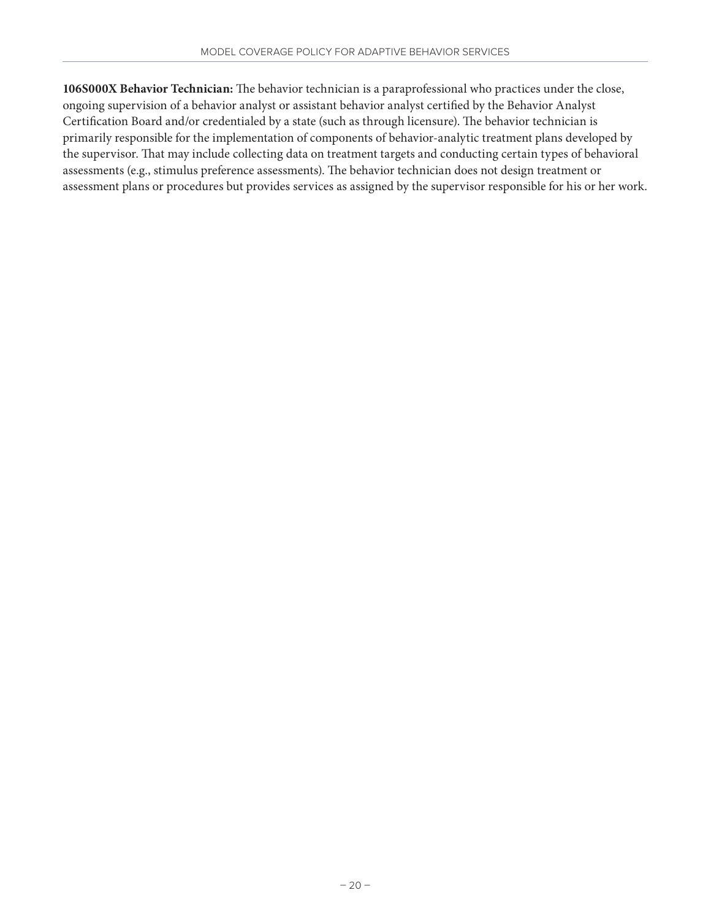**106S000X Behavior Technician:** The behavior technician is a paraprofessional who practices under the close, ongoing supervision of a behavior analyst or assistant behavior analyst certified by the Behavior Analyst Certification Board and/or credentialed by a state (such as through licensure). The behavior technician is primarily responsible for the implementation of components of behavior-analytic treatment plans developed by the supervisor. That may include collecting data on treatment targets and conducting certain types of behavioral assessments (e.g., stimulus preference assessments). The behavior technician does not design treatment or assessment plans or procedures but provides services as assigned by the supervisor responsible for his or her work.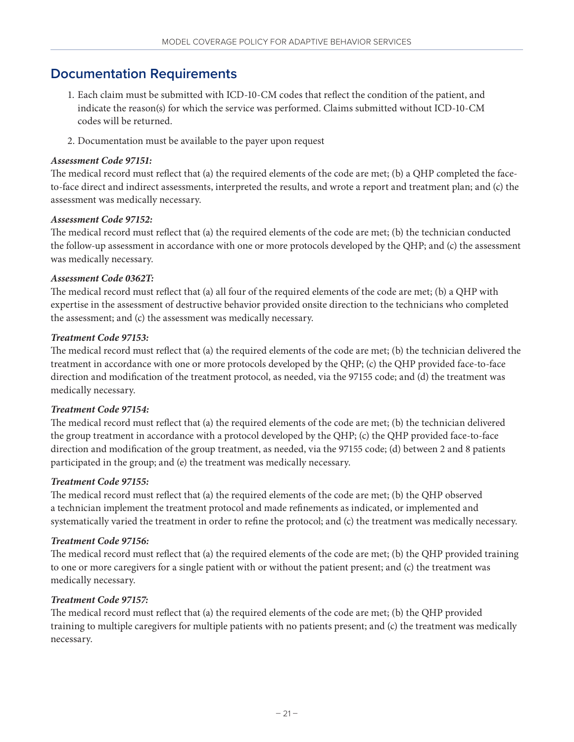## Documentation Requirements

1. Each claim must be submitted with ICD-10-CM codes that reflect the condition of the patient, and indicate the reason(s) for which the service was performed. Claims submitted without ICD-10-CM codes will be returned.
2. Documentation must be available to the payer upon request

***Assessment Code 97151:***

The medical record must reflect that (a) the required elements of the code are met; (b) a QHP completed the face-to-face direct and indirect assessments, interpreted the results, and wrote a report and treatment plan; and (c) the assessment was medically necessary.

***Assessment Code 97152:***

The medical record must reflect that (a) the required elements of the code are met; (b) the technician conducted the follow-up assessment in accordance with one or more protocols developed by the QHP; and (c) the assessment was medically necessary.

***Assessment Code 0362T:***

The medical record must reflect that (a) all four of the required elements of the code are met; (b) a QHP with expertise in the assessment of destructive behavior provided onsite direction to the technicians who completed the assessment; and (c) the assessment was medically necessary.

***Treatment Code 97153:***

The medical record must reflect that (a) the required elements of the code are met; (b) the technician delivered the treatment in accordance with one or more protocols developed by the QHP; (c) the QHP provided face-to-face direction and modification of the treatment protocol, as needed, via the 97155 code; and (d) the treatment was medically necessary.

***Treatment Code 97154:***

The medical record must reflect that (a) the required elements of the code are met; (b) the technician delivered the group treatment in accordance with a protocol developed by the QHP; (c) the QHP provided face-to-face direction and modification of the group treatment, as needed, via the 97155 code; (d) between 2 and 8 patients participated in the group; and (e) the treatment was medically necessary.

***Treatment Code 97155:***

The medical record must reflect that (a) the required elements of the code are met; (b) the QHP observed a technician implement the treatment protocol and made refinements as indicated, or implemented and systematically varied the treatment in order to refine the protocol; and (c) the treatment was medically necessary.

***Treatment Code 97156:***

The medical record must reflect that (a) the required elements of the code are met; (b) the QHP provided training to one or more caregivers for a single patient with or without the patient present; and (c) the treatment was medically necessary.

***Treatment Code 97157:***

The medical record must reflect that (a) the required elements of the code are met; (b) the QHP provided training to multiple caregivers for multiple patients with no patients present; and (c) the treatment was medically necessary.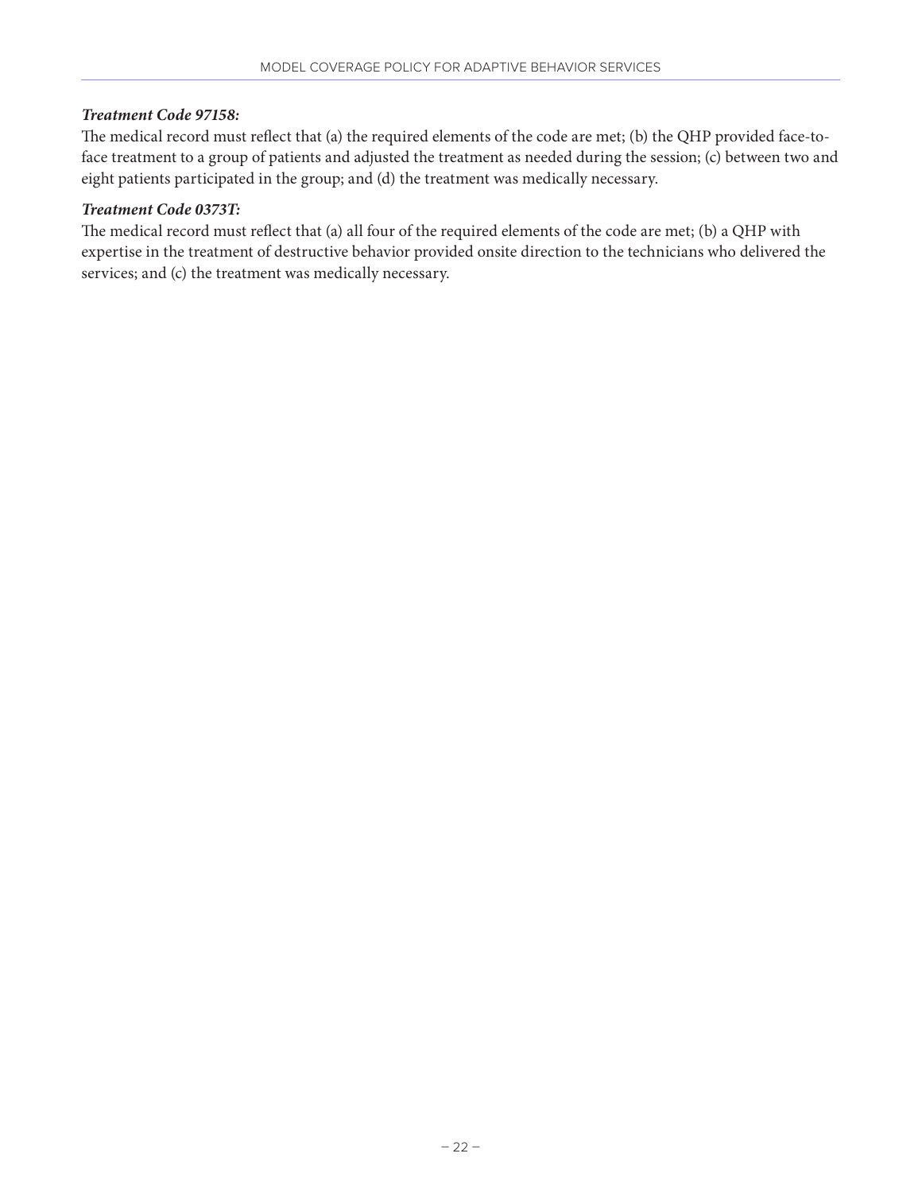***Treatment Code 97158:***

The medical record must reflect that (a) the required elements of the code are met; (b) the QHP provided face-to-face treatment to a group of patients and adjusted the treatment as needed during the session; (c) between two and eight patients participated in the group; and (d) the treatment was medically necessary.

***Treatment Code 0373T:***

The medical record must reflect that (a) all four of the required elements of the code are met; (b) a QHP with expertise in the treatment of destructive behavior provided onsite direction to the technicians who delivered the services; and (c) the treatment was medically necessary.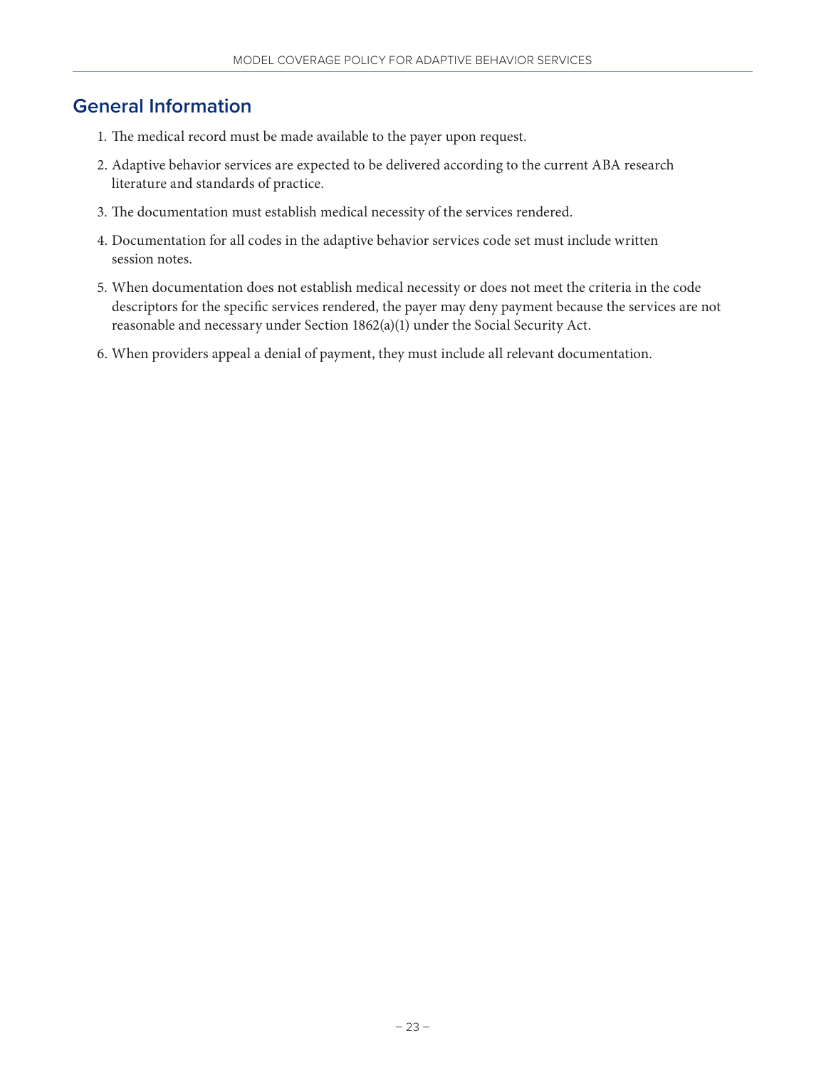## General Information

1. The medical record must be made available to the payer upon request.
2. Adaptive behavior services are expected to be delivered according to the current ABA research literature and standards of practice.
3. The documentation must establish medical necessity of the services rendered.
4. Documentation for all codes in the adaptive behavior services code set must include written session notes.
5. When documentation does not establish medical necessity or does not meet the criteria in the code descriptors for the specific services rendered, the payer may deny payment because the services are not reasonable and necessary under Section 1862(a)(1) under the Social Security Act.
6. When providers appeal a denial of payment, they must include all relevant documentation.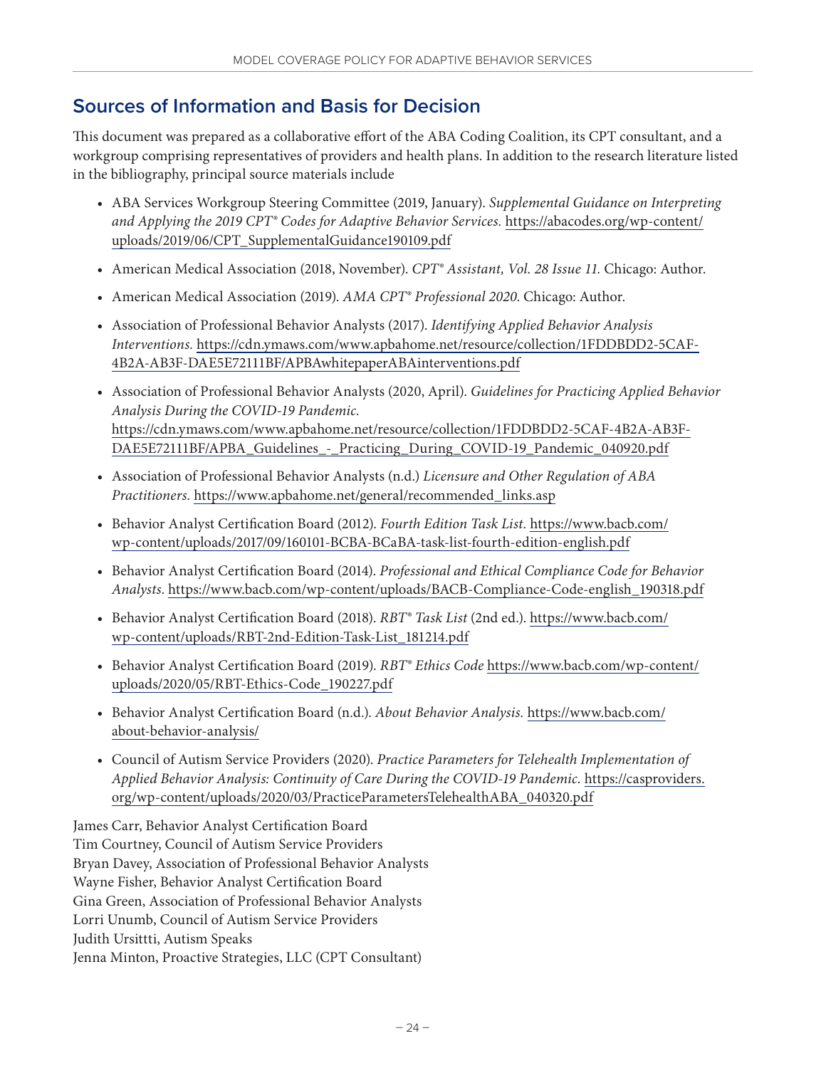## Sources of Information and Basis for Decision

This document was prepared as a collaborative effort of the ABA Coding Coalition, its CPT consultant, and a workgroup comprising representatives of providers and health plans. In addition to the research literature listed in the bibliography, principal source materials include

- ABA Services Workgroup Steering Committee (2019, January). *Supplemental Guidance on Interpreting and Applying the 2019 CPT® Codes for Adaptive Behavior Services.* https://abacodes.org/wp-content/uploads/2019/06/CPT_SupplementalGuidance190109.pdf
- American Medical Association (2018, November). *CPT® Assistant, Vol. 28 Issue 11.* Chicago: Author.
- American Medical Association (2019). *AMA CPT® Professional 2020.* Chicago: Author.
- Association of Professional Behavior Analysts (2017). *Identifying Applied Behavior Analysis Interventions.* https://cdn.ymaws.com/www.apbahome.net/resource/collection/1FDDBDD2-5CAF-4B2A-AB3F-DAE5E72111BF/APBAwhitepaperABAinterventions.pdf
- Association of Professional Behavior Analysts (2020, April). *Guidelines for Practicing Applied Behavior Analysis During the COVID-19 Pandemic.* https://cdn.ymaws.com/www.apbahome.net/resource/collection/1FDDBDD2-5CAF-4B2A-AB3F-DAE5E72111BF/APBA_Guidelines_-_Practicing_During_COVID-19_Pandemic_040920.pdf
- Association of Professional Behavior Analysts (n.d.) *Licensure and Other Regulation of ABA Practitioners.* https://www.apbahome.net/general/recommended_links.asp
- Behavior Analyst Certification Board (2012). *Fourth Edition Task List.* https://www.bacb.com/wp-content/uploads/2017/09/160101-BCBA-BCaBA-task-list-fourth-edition-english.pdf
- Behavior Analyst Certification Board (2014). *Professional and Ethical Compliance Code for Behavior Analysts*. https://www.bacb.com/wp-content/uploads/BACB-Compliance-Code-english_190318.pdf
- Behavior Analyst Certification Board (2018). *RBT® Task List* (2nd ed.). https://www.bacb.com/wp-content/uploads/RBT-2nd-Edition-Task-List_181214.pdf
- Behavior Analyst Certification Board (2019). *RBT® Ethics Code* https://www.bacb.com/wp-content/uploads/2020/05/RBT-Ethics-Code_190227.pdf
- Behavior Analyst Certification Board (n.d.). *About Behavior Analysis.* https://www.bacb.com/about-behavior-analysis/
- Council of Autism Service Providers (2020). *Practice Parameters for Telehealth Implementation of Applied Behavior Analysis: Continuity of Care During the COVID-19 Pandemic.* https://casproviders.org/wp-content/uploads/2020/03/PracticeParametersTelehealthABA_040320.pdf

James Carr, Behavior Analyst Certification Board
Tim Courtney, Council of Autism Service Providers
Bryan Davey, Association of Professional Behavior Analysts
Wayne Fisher, Behavior Analyst Certification Board
Gina Green, Association of Professional Behavior Analysts
Lorri Unumb, Council of Autism Service Providers
Judith Ursittti, Autism Speaks
Jenna Minton, Proactive Strategies, LLC (CPT Consultant)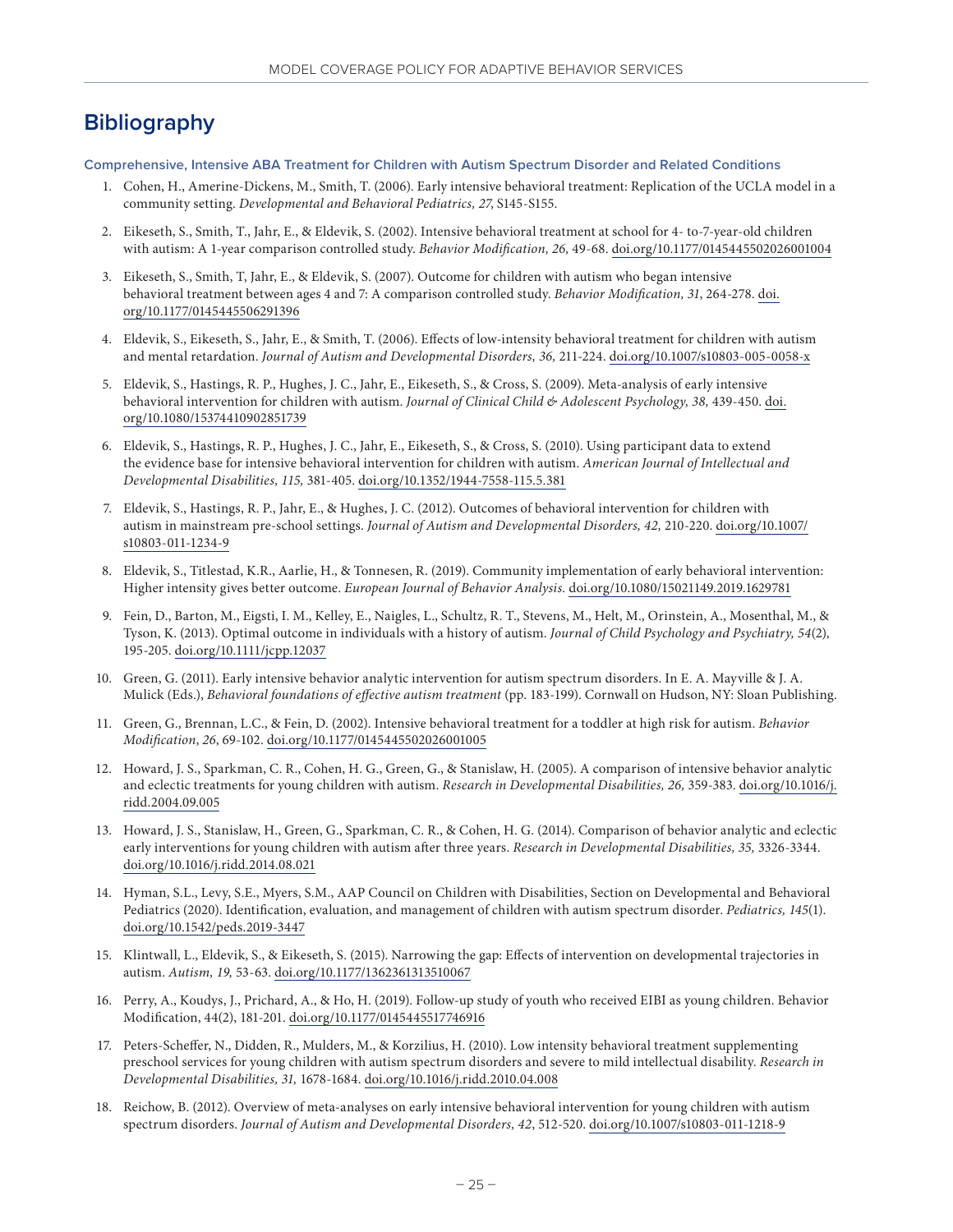# Bibliography

### Comprehensive, Intensive ABA Treatment for Children with Autism Spectrum Disorder and Related Conditions

1. Cohen, H., Amerine-Dickens, M., Smith, T. (2006). Early intensive behavioral treatment: Replication of the UCLA model in a community setting. *Developmental and Behavioral Pediatrics, 27*, S145-S155.
2. Eikeseth, S., Smith, T., Jahr, E., & Eldevik, S. (2002). Intensive behavioral treatment at school for 4- to-7-year-old children with autism: A 1-year comparison controlled study. *Behavior Modification, 26*, 49-68. doi.org/10.1177/0145445502026001004
3. Eikeseth, S., Smith, T, Jahr, E., & Eldevik, S. (2007). Outcome for children with autism who began intensive behavioral treatment between ages 4 and 7: A comparison controlled study. *Behavior Modification, 31*, 264-278. doi.org/10.1177/0145445506291396
4. Eldevik, S., Eikeseth, S., Jahr, E., & Smith, T. (2006). Effects of low-intensity behavioral treatment for children with autism and mental retardation. *Journal of Autism and Developmental Disorders, 36,* 211-224. doi.org/10.1007/s10803-005-0058-x
5. Eldevik, S., Hastings, R. P., Hughes, J. C., Jahr, E., Eikeseth, S., & Cross, S. (2009). Meta-analysis of early intensive behavioral intervention for children with autism. *Journal of Clinical Child & Adolescent Psychology, 38,* 439-450. doi.org/10.1080/15374410902851739
6. Eldevik, S., Hastings, R. P., Hughes, J. C., Jahr, E., Eikeseth, S., & Cross, S. (2010). Using participant data to extend the evidence base for intensive behavioral intervention for children with autism. *American Journal of Intellectual and Developmental Disabilities, 115,* 381-405. doi.org/10.1352/1944-7558-115.5.381
7. Eldevik, S., Hastings, R. P., Jahr, E., & Hughes, J. C. (2012). Outcomes of behavioral intervention for children with autism in mainstream pre-school settings. *Journal of Autism and Developmental Disorders, 42,* 210-220. doi.org/10.1007/s10803-011-1234-9
8. Eldevik, S., Titlestad, K.R., Aarlie, H., & Tonnesen, R. (2019). Community implementation of early behavioral intervention: Higher intensity gives better outcome. *European Journal of Behavior Analysis.* doi.org/10.1080/15021149.2019.1629781
9. Fein, D., Barton, M., Eigsti, I. M., Kelley, E., Naigles, L., Schultz, R. T., Stevens, M., Helt, M., Orinstein, A., Mosenthal, M., & Tyson, K. (2013). Optimal outcome in individuals with a history of autism. *Journal of Child Psychology and Psychiatry, 54*(2)*,* 195-205. doi.org/10.1111/jcpp.12037
10. Green, G. (2011). Early intensive behavior analytic intervention for autism spectrum disorders. In E. A. Mayville & J. A. Mulick (Eds.), *Behavioral foundations of effective autism treatment* (pp. 183-199). Cornwall on Hudson, NY: Sloan Publishing.
11. Green, G., Brennan, L.C., & Fein, D. (2002). Intensive behavioral treatment for a toddler at high risk for autism. *Behavior Modification*, *26*, 69-102. doi.org/10.1177/0145445502026001005
12. Howard, J. S., Sparkman, C. R., Cohen, H. G., Green, G., & Stanislaw, H. (2005). A comparison of intensive behavior analytic and eclectic treatments for young children with autism. *Research in Developmental Disabilities, 26*, 359-383. doi.org/10.1016/j.ridd.2004.09.005
13. Howard, J. S., Stanislaw, H., Green, G., Sparkman, C. R., & Cohen, H. G. (2014). Comparison of behavior analytic and eclectic early interventions for young children with autism after three years. *Research in Developmental Disabilities, 35,* 3326-3344. doi.org/10.1016/j.ridd.2014.08.021
14. Hyman, S.L., Levy, S.E., Myers, S.M., AAP Council on Children with Disabilities, Section on Developmental and Behavioral Pediatrics (2020). Identification, evaluation, and management of children with autism spectrum disorder. *Pediatrics, 145*(1). doi.org/10.1542/peds.2019-3447
15. Klintwall, L., Eldevik, S., & Eikeseth, S. (2015). Narrowing the gap: Effects of intervention on developmental trajectories in autism. *Autism, 19,* 53-63. doi.org/10.1177/1362361313510067
16. Perry, A., Koudys, J., Prichard, A., & Ho, H. (2019). Follow-up study of youth who received EIBI as young children. Behavior Modification, 44(2), 181-201. doi.org/10.1177/0145445517746916
17. Peters-Scheffer, N., Didden, R., Mulders, M., & Korzilius, H. (2010). Low intensity behavioral treatment supplementing preschool services for young children with autism spectrum disorders and severe to mild intellectual disability. *Research in Developmental Disabilities, 31,* 1678-1684. doi.org/10.1016/j.ridd.2010.04.008
18. Reichow, B. (2012). Overview of meta-analyses on early intensive behavioral intervention for young children with autism spectrum disorders. *Journal of Autism and Developmental Disorders, 42*, 512-520. doi.org/10.1007/s10803-011-1218-9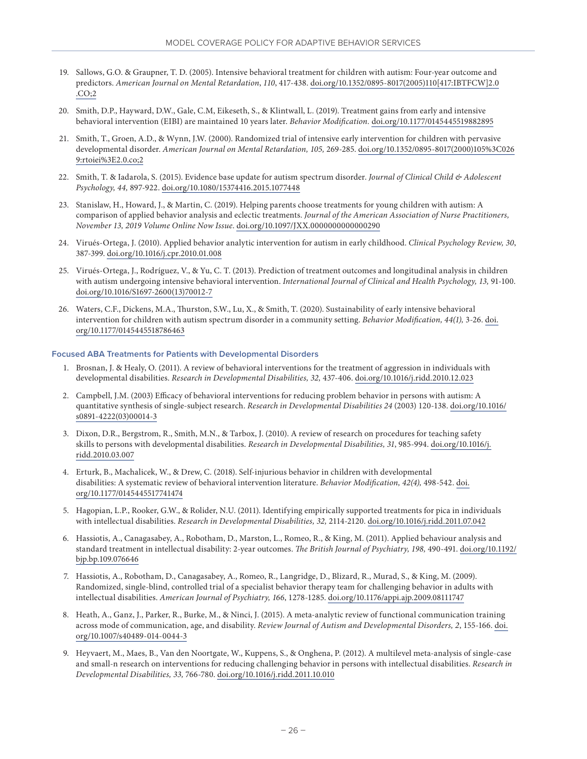19. Sallows, G.O. & Graupner, T. D. (2005). Intensive behavioral treatment for children with autism: Four-year outcome and predictors. *American Journal on Mental Retardation*, *110*, 417-438. doi.org/10.1352/0895-8017(2005)110[417:IBTFCW]2.0.CO;2

20. Smith, D.P., Hayward, D.W., Gale, C.M, Eikeseth, S., & Klintwall, L. (2019). Treatment gains from early and intensive behavioral intervention (EIBI) are maintained 10 years later. *Behavior Modification*. doi.org/10.1177/0145445519882895

21. Smith, T., Groen, A.D., & Wynn, J.W. (2000). Randomized trial of intensive early intervention for children with pervasive developmental disorder. *American Journal on Mental Retardation, 105,* 269-285. doi.org/10.1352/0895-8017(2000)105%3C0269:rtoiei%3E2.0.co;2

22. Smith, T. & Iadarola, S. (2015). Evidence base update for autism spectrum disorder. *Journal of Clinical Child & Adolescent Psychology, 44,* 897-922. doi.org/10.1080/15374416.2015.1077448

23. Stanislaw, H., Howard, J., & Martin, C. (2019). Helping parents choose treatments for young children with autism: A comparison of applied behavior analysis and eclectic treatments. *Journal of the American Association of Nurse Practitioners, November 13, 2019 Volume Online Now Issue.* doi.org/10.1097/JXX.0000000000000290

24. Virués-Ortega, J. (2010). Applied behavior analytic intervention for autism in early childhood. *Clinical Psychology Review, 30*, 387-399. doi.org/10.1016/j.cpr.2010.01.008

25. Virués-Ortega, J., Rodríguez, V., & Yu, C. T. (2013). Prediction of treatment outcomes and longitudinal analysis in children with autism undergoing intensive behavioral intervention. *International Journal of Clinical and Health Psychology, 13,* 91-100. doi.org/10.1016/S1697-2600(13)70012-7

26. Waters, C.F., Dickens, M.A., Thurston, S.W., Lu, X., & Smith, T. (2020). Sustainability of early intensive behavioral intervention for children with autism spectrum disorder in a community setting. *Behavior Modification, 44(1),* 3-26. doi.org/10.1177/0145445518786463

### Focused ABA Treatments for Patients with Developmental Disorders

1. Brosnan, J. & Healy, O. (2011). A review of behavioral interventions for the treatment of aggression in individuals with developmental disabilities. *Research in Developmental Disabilities, 32,* 437-406. doi.org/10.1016/j.ridd.2010.12.023

2. Campbell, J.M. (2003) Efficacy of behavioral interventions for reducing problem behavior in persons with autism: A quantitative synthesis of single-subject research. *Research in Developmental Disabilities 24* (2003) 120-138. doi.org/10.1016/s0891-4222(03)00014-3

3. Dixon, D.R., Bergstrom, R., Smith, M.N., & Tarbox, J. (2010). A review of research on procedures for teaching safety skills to persons with developmental disabilities. *Research in Developmental Disabilities, 31*, 985-994. doi.org/10.1016/j.ridd.2010.03.007

4. Erturk, B., Machalicek, W., & Drew, C. (2018). Self-injurious behavior in children with developmental disabilities: A systematic review of behavioral intervention literature. *Behavior Modification, 42(4),* 498-542. doi.org/10.1177/0145445517741474

5. Hagopian, L.P., Rooker, G.W., & Rolider, N.U. (2011). Identifying empirically supported treatments for pica in individuals with intellectual disabilities. *Research in Developmental Disabilities, 32,* 2114-2120. doi.org/10.1016/j.ridd.2011.07.042

6. Hassiotis, A., Canagasabey, A., Robotham, D., Marston, L., Romeo, R., & King, M. (2011). Applied behaviour analysis and standard treatment in intellectual disability: 2-year outcomes. *The British Journal of Psychiatry, 198,* 490-491. doi.org/10.1192/bjp.bp.109.076646

7. Hassiotis, A., Robotham, D., Canagasabey, A., Romeo, R., Langridge, D., Blizard, R., Murad, S., & King, M. (2009). Randomized, single-blind, controlled trial of a specialist behavior therapy team for challenging behavior in adults with intellectual disabilities. *American Journal of Psychiatry, 166*, 1278-1285. doi.org/10.1176/appi.ajp.2009.08111747

8. Heath, A., Ganz, J., Parker, R., Burke, M., & Ninci, J. (2015). A meta-analytic review of functional communication training across mode of communication, age, and disability. *Review Journal of Autism and Developmental Disorders, 2*, 155-166. doi.org/10.1007/s40489-014-0044-3

9. Heyvaert, M., Maes, B., Van den Noortgate, W., Kuppens, S., & Onghena, P. (2012). A multilevel meta-analysis of single-case and small-n research on interventions for reducing challenging behavior in persons with intellectual disabilities. *Research in Developmental Disabilities, 33,* 766-780. doi.org/10.1016/j.ridd.2011.10.010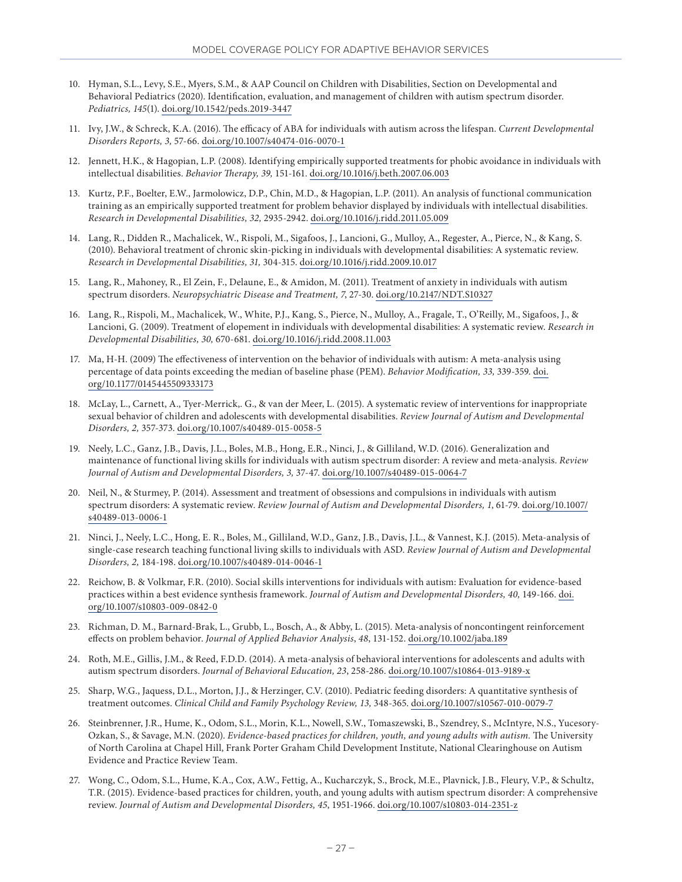10. Hyman, S.L., Levy, S.E., Myers, S.M., & AAP Council on Children with Disabilities, Section on Developmental and Behavioral Pediatrics (2020). Identification, evaluation, and management of children with autism spectrum disorder. *Pediatrics, 145*(1). doi.org/10.1542/peds.2019-3447

11. Ivy, J.W., & Schreck, K.A. (2016). The efficacy of ABA for individuals with autism across the lifespan. *Current Developmental Disorders Reports, 3,* 57-66. doi.org/10.1007/s40474-016-0070-1

12. Jennett, H.K., & Hagopian, L.P. (2008). Identifying empirically supported treatments for phobic avoidance in individuals with intellectual disabilities. *Behavior Therapy, 39,* 151-161. doi.org/10.1016/j.beth.2007.06.003

13. Kurtz, P.F., Boelter, E.W., Jarmolowicz, D.P., Chin, M.D., & Hagopian, L.P. (2011). An analysis of functional communication training as an empirically supported treatment for problem behavior displayed by individuals with intellectual disabilities. *Research in Developmental Disabilities, 32,* 2935-2942. doi.org/10.1016/j.ridd.2011.05.009

14. Lang, R., Didden R., Machalicek, W., Rispoli, M., Sigafoos, J., Lancioni, G., Mulloy, A., Regester, A., Pierce, N., & Kang, S. (2010). Behavioral treatment of chronic skin-picking in individuals with developmental disabilities: A systematic review. *Research in Developmental Disabilities, 31,* 304-315. doi.org/10.1016/j.ridd.2009.10.017

15. Lang, R., Mahoney, R., El Zein, F., Delaune, E., & Amidon, M. (2011). Treatment of anxiety in individuals with autism spectrum disorders. *Neuropsychiatric Disease and Treatment, 7*, 27-30. doi.org/10.2147/NDT.S10327

16. Lang, R., Rispoli, M., Machalicek, W., White, P.J., Kang, S., Pierce, N., Mulloy, A., Fragale, T., O'Reilly, M., Sigafoos, J., & Lancioni, G. (2009). Treatment of elopement in individuals with developmental disabilities: A systematic review. *Research in Developmental Disabilities, 30,* 670-681. doi.org/10.1016/j.ridd.2008.11.003

17. Ma, H-H. (2009) The effectiveness of intervention on the behavior of individuals with autism: A meta-analysis using percentage of data points exceeding the median of baseline phase (PEM). *Behavior Modification, 33,* 339-359. doi.org/10.1177/0145445509333173

18. McLay, L., Carnett, A., Tyer-Merrick,. G., & van der Meer, L. (2015). A systematic review of interventions for inappropriate sexual behavior of children and adolescents with developmental disabilities. *Review Journal of Autism and Developmental Disorders, 2,* 357-373. doi.org/10.1007/s40489-015-0058-5

19. Neely, L.C., Ganz, J.B., Davis, J.L., Boles, M.B., Hong, E.R., Ninci, J., & Gilliland, W.D. (2016). Generalization and maintenance of functional living skills for individuals with autism spectrum disorder: A review and meta-analysis. *Review Journal of Autism and Developmental Disorders, 3,* 37-47. doi.org/10.1007/s40489-015-0064-7

20. Neil, N., & Sturmey, P. (2014). Assessment and treatment of obsessions and compulsions in individuals with autism spectrum disorders: A systematic review. *Review Journal of Autism and Developmental Disorders, 1*, 61-79. doi.org/10.1007/s40489-013-0006-1

21. Ninci, J., Neely, L.C., Hong, E. R., Boles, M., Gilliland, W.D., Ganz, J.B., Davis, J.L., & Vannest, K.J. (2015). Meta-analysis of single-case research teaching functional living skills to individuals with ASD. *Review Journal of Autism and Developmental Disorders, 2,* 184-198. doi.org/10.1007/s40489-014-0046-1

22. Reichow, B. & Volkmar, F.R. (2010). Social skills interventions for individuals with autism: Evaluation for evidence-based practices within a best evidence synthesis framework. *Journal of Autism and Developmental Disorders, 40,* 149-166. doi.org/10.1007/s10803-009-0842-0

23. Richman, D. M., Barnard-Brak, L., Grubb, L., Bosch, A., & Abby, L. (2015). Meta-analysis of noncontingent reinforcement effects on problem behavior. *Journal of Applied Behavior Analysis*, *48*, 131-152. doi.org/10.1002/jaba.189

24. Roth, M.E., Gillis, J.M., & Reed, F.D.D. (2014). A meta-analysis of behavioral interventions for adolescents and adults with autism spectrum disorders. *Journal of Behavioral Education, 23*, 258-286. doi.org/10.1007/s10864-013-9189-x

25. Sharp, W.G., Jaquess, D.L., Morton, J.J., & Herzinger, C.V. (2010). Pediatric feeding disorders: A quantitative synthesis of treatment outcomes. *Clinical Child and Family Psychology Review, 13,* 348-365. doi.org/10.1007/s10567-010-0079-7

26. Steinbrenner, J.R., Hume, K., Odom, S.L., Morin, K.L., Nowell, S.W., Tomaszewski, B., Szendrey, S., McIntyre, N.S., Yucesory-Ozkan, S., & Savage, M.N. (2020). *Evidence-based practices for children, youth, and young adults with autism.* The University of North Carolina at Chapel Hill, Frank Porter Graham Child Development Institute, National Clearinghouse on Autism Evidence and Practice Review Team.

27. Wong, C., Odom, S.L., Hume, K.A., Cox, A.W., Fettig, A., Kucharczyk, S., Brock, M.E., Plavnick, J.B., Fleury, V.P., & Schultz, T.R. (2015). Evidence-based practices for children, youth, and young adults with autism spectrum disorder: A comprehensive review. *Journal of Autism and Developmental Disorders, 45*, 1951-1966. doi.org/10.1007/s10803-014-2351-z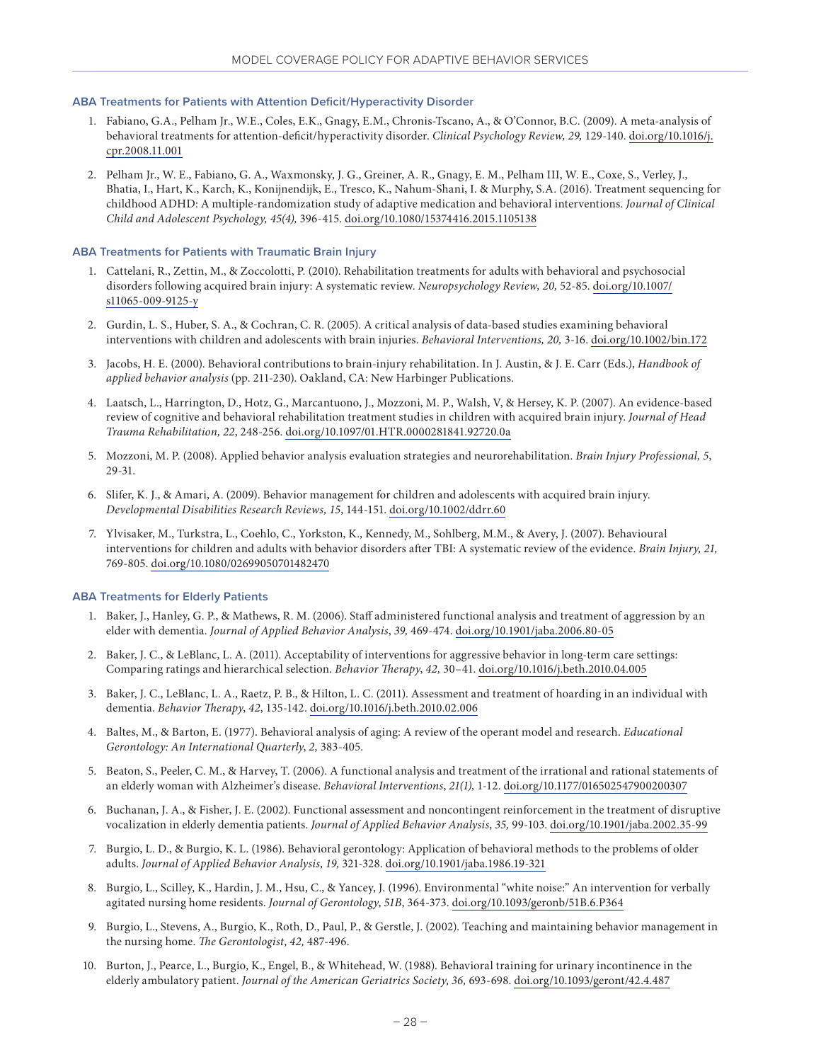### ABA Treatments for Patients with Attention Deficit/Hyperactivity Disorder

1. Fabiano, G.A., Pelham Jr., W.E., Coles, E.K., Gnagy, E.M., Chronis-Tscano, A., & O'Connor, B.C. (2009). A meta-analysis of behavioral treatments for attention-deficit/hyperactivity disorder. *Clinical Psychology Review, 29,* 129-140. doi.org/10.1016/j.cpr.2008.11.001

2. Pelham Jr., W. E., Fabiano, G. A., Waxmonsky, J. G., Greiner, A. R., Gnagy, E. M., Pelham III, W. E., Coxe, S., Verley, J., Bhatia, I., Hart, K., Karch, K., Konijnendijk, E., Tresco, K., Nahum-Shani, I. & Murphy, S.A. (2016). Treatment sequencing for childhood ADHD: A multiple-randomization study of adaptive medication and behavioral interventions. *Journal of Clinical Child and Adolescent Psychology, 45(4),* 396-415. doi.org/10.1080/15374416.2015.1105138

### ABA Treatments for Patients with Traumatic Brain Injury

1. Cattelani, R., Zettin, M., & Zoccolotti, P. (2010). Rehabilitation treatments for adults with behavioral and psychosocial disorders following acquired brain injury: A systematic review. *Neuropsychology Review, 20,* 52-85. doi.org/10.1007/s11065-009-9125-y

2. Gurdin, L. S., Huber, S. A., & Cochran, C. R. (2005). A critical analysis of data-based studies examining behavioral interventions with children and adolescents with brain injuries. *Behavioral Interventions, 20,* 3-16. doi.org/10.1002/bin.172

3. Jacobs, H. E. (2000). Behavioral contributions to brain-injury rehabilitation. In J. Austin, & J. E. Carr (Eds.), *Handbook of applied behavior analysis* (pp. 211-230). Oakland, CA: New Harbinger Publications.

4. Laatsch, L., Harrington, D., Hotz, G., Marcantuono, J., Mozzoni, M. P., Walsh, V, & Hersey, K. P. (2007). An evidence-based review of cognitive and behavioral rehabilitation treatment studies in children with acquired brain injury. *Journal of Head Trauma Rehabilitation, 22*, 248-256. doi.org/10.1097/01.HTR.0000281841.92720.0a

5. Mozzoni, M. P. (2008). Applied behavior analysis evaluation strategies and neurorehabilitation. *Brain Injury Professional, 5*, 29-31.

6. Slifer, K. J., & Amari, A. (2009). Behavior management for children and adolescents with acquired brain injury. *Developmental Disabilities Research Reviews, 15*, 144-151. doi.org/10.1002/ddrr.60

7. Ylvisaker, M., Turkstra, L., Coehlo, C., Yorkston, K., Kennedy, M., Sohlberg, M.M., & Avery, J. (2007). Behavioural interventions for children and adults with behavior disorders after TBI: A systematic review of the evidence. *Brain Injury, 21,* 769-805. doi.org/10.1080/02699050701482470

### ABA Treatments for Elderly Patients

1. Baker, J., Hanley, G. P., & Mathews, R. M. (2006). Staff administered functional analysis and treatment of aggression by an elder with dementia. *Journal of Applied Behavior Analysis*, *39,* 469-474. doi.org/10.1901/jaba.2006.80-05

2. Baker, J. C., & LeBlanc, L. A. (2011). Acceptability of interventions for aggressive behavior in long-term care settings: Comparing ratings and hierarchical selection. *Behavior Therapy*, *42,* 30–41. doi.org/10.1016/j.beth.2010.04.005

3. Baker, J. C., LeBlanc, L. A., Raetz, P. B., & Hilton, L. C. (2011). Assessment and treatment of hoarding in an individual with dementia. *Behavior Therapy*, *42*, 135-142. doi.org/10.1016/j.beth.2010.02.006

4. Baltes, M., & Barton, E. (1977). Behavioral analysis of aging: A review of the operant model and research. *Educational Gerontology: An International Quarterly*, *2,* 383-405.

5. Beaton, S., Peeler, C. M., & Harvey, T. (2006). A functional analysis and treatment of the irrational and rational statements of an elderly woman with Alzheimer's disease. *Behavioral Interventions*, *21(1),* 1-12. doi.org/10.1177/016502547900200307

6. Buchanan, J. A., & Fisher, J. E. (2002). Functional assessment and noncontingent reinforcement in the treatment of disruptive vocalization in elderly dementia patients. *Journal of Applied Behavior Analysis*, *35,* 99-103. doi.org/10.1901/jaba.2002.35-99

7. Burgio, L. D., & Burgio, K. L. (1986). Behavioral gerontology: Application of behavioral methods to the problems of older adults. *Journal of Applied Behavior Analysis*, *19,* 321-328. doi.org/10.1901/jaba.1986.19-321

8. Burgio, L., Scilley, K., Hardin, J. M., Hsu, C., & Yancey, J. (1996). Environmental "white noise:" An intervention for verbally agitated nursing home residents. *Journal of Gerontology*, *51B*, 364-373. doi.org/10.1093/geronb/51B.6.P364

9. Burgio, L., Stevens, A., Burgio, K., Roth, D., Paul, P., & Gerstle, J. (2002). Teaching and maintaining behavior management in the nursing home. *The Gerontologist*, *42,* 487-496.

10. Burton, J., Pearce, L., Burgio, K., Engel, B., & Whitehead, W. (1988). Behavioral training for urinary incontinence in the elderly ambulatory patient. *Journal of the American Geriatrics Society*, *36,* 693-698. doi.org/10.1093/geront/42.4.487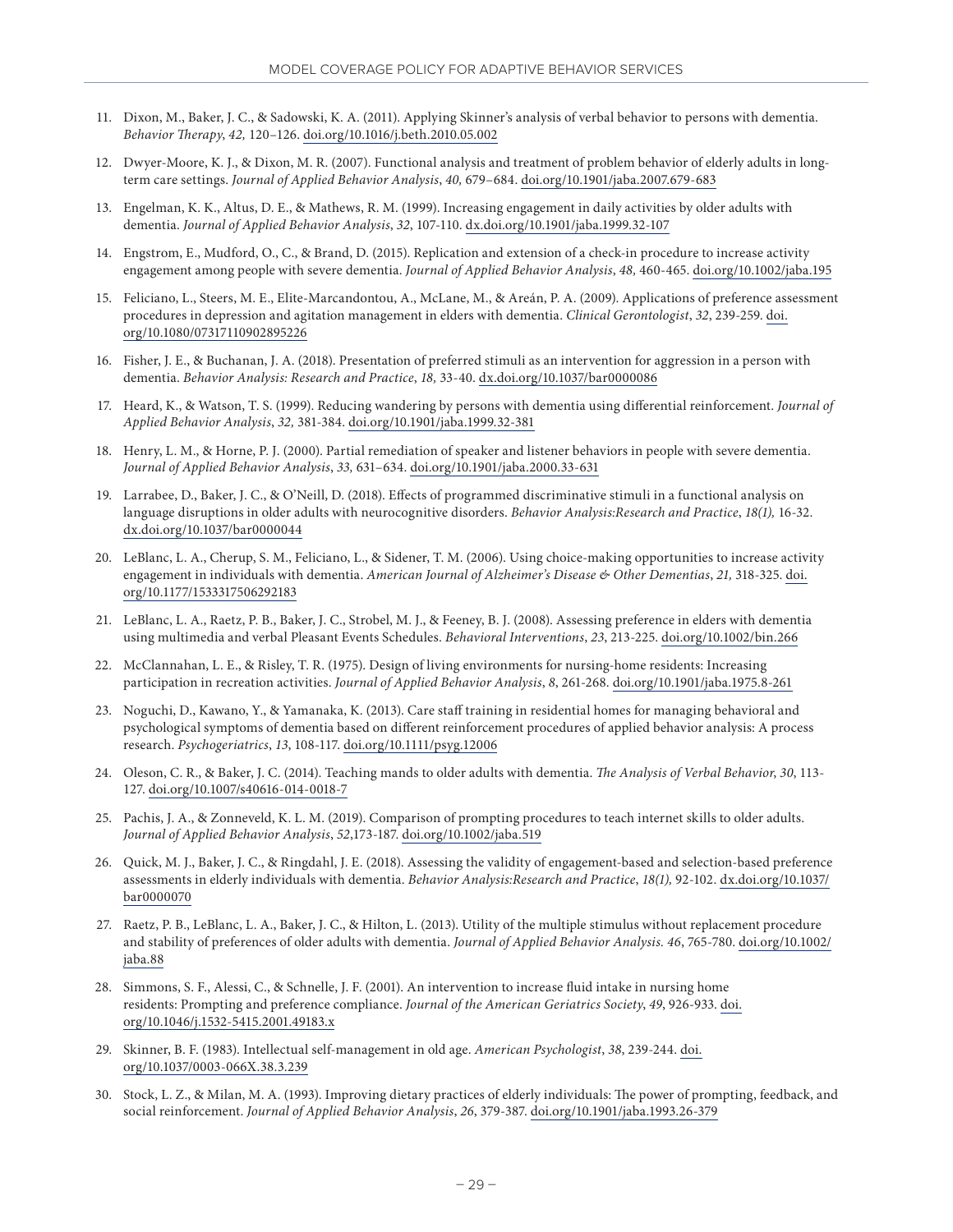11. Dixon, M., Baker, J. C., & Sadowski, K. A. (2011). Applying Skinner's analysis of verbal behavior to persons with dementia. *Behavior Therapy*, *42,* 120–126. doi.org/10.1016/j.beth.2010.05.002

12. Dwyer-Moore, K. J., & Dixon, M. R. (2007). Functional analysis and treatment of problem behavior of elderly adults in long-term care settings. *Journal of Applied Behavior Analysis*, *40,* 679–684. doi.org/10.1901/jaba.2007.679-683

13. Engelman, K. K., Altus, D. E., & Mathews, R. M. (1999). Increasing engagement in daily activities by older adults with dementia. *Journal of Applied Behavior Analysis*, *32*, 107-110. dx.doi.org/10.1901/jaba.1999.32-107

14. Engstrom, E., Mudford, O., C., & Brand, D. (2015). Replication and extension of a check-in procedure to increase activity engagement among people with severe dementia. *Journal of Applied Behavior Analysis*, *48,* 460-465. doi.org/10.1002/jaba.195

15. Feliciano, L., Steers, M. E., Elite-Marcandontou, A., McLane, M., & Areán, P. A. (2009). Applications of preference assessment procedures in depression and agitation management in elders with dementia. *Clinical Gerontologist*, *32*, 239-259. doi.org/10.1080/07317110902895226

16. Fisher, J. E., & Buchanan, J. A. (2018). Presentation of preferred stimuli as an intervention for aggression in a person with dementia. *Behavior Analysis: Research and Practice*, *18,* 33-40. dx.doi.org/10.1037/bar0000086

17. Heard, K., & Watson, T. S. (1999). Reducing wandering by persons with dementia using differential reinforcement. *Journal of Applied Behavior Analysis*, *32,* 381-384. doi.org/10.1901/jaba.1999.32-381

18. Henry, L. M., & Horne, P. J. (2000). Partial remediation of speaker and listener behaviors in people with severe dementia. *Journal of Applied Behavior Analysis*, *33,* 631–634. doi.org/10.1901/jaba.2000.33-631

19. Larrabee, D., Baker, J. C., & O'Neill, D. (2018). Effects of programmed discriminative stimuli in a functional analysis on language disruptions in older adults with neurocognitive disorders. *Behavior Analysis:Research and Practice*, *18(1),* 16-32. dx.doi.org/10.1037/bar0000044

20. LeBlanc, L. A., Cherup, S. M., Feliciano, L., & Sidener, T. M. (2006). Using choice-making opportunities to increase activity engagement in individuals with dementia. *American Journal of Alzheimer's Disease & Other Dementias*, *21,* 318-325. doi.org/10.1177/1533317506292183

21. LeBlanc, L. A., Raetz, P. B., Baker, J. C., Strobel, M. J., & Feeney, B. J. (2008). Assessing preference in elders with dementia using multimedia and verbal Pleasant Events Schedules. *Behavioral Interventions*, *23*, 213-225. doi.org/10.1002/bin.266

22. McClannahan, L. E., & Risley, T. R. (1975). Design of living environments for nursing-home residents: Increasing participation in recreation activities. *Journal of Applied Behavior Analysis*, *8*, 261-268. doi.org/10.1901/jaba.1975.8-261

23. Noguchi, D., Kawano, Y., & Yamanaka, K. (2013). Care staff training in residential homes for managing behavioral and psychological symptoms of dementia based on different reinforcement procedures of applied behavior analysis: A process research. *Psychogeriatrics*, *13*, 108-117. doi.org/10.1111/psyg.12006

24. Oleson, C. R., & Baker, J. C. (2014). Teaching mands to older adults with dementia. *The Analysis of Verbal Behavior*, *30*, 113-127. doi.org/10.1007/s40616-014-0018-7

25. Pachis, J. A., & Zonneveld, K. L. M. (2019). Comparison of prompting procedures to teach internet skills to older adults. *Journal of Applied Behavior Analysis*, *52*,173-187. doi.org/10.1002/jaba.519

26. Quick, M. J., Baker, J. C., & Ringdahl, J. E. (2018). Assessing the validity of engagement-based and selection-based preference assessments in elderly individuals with dementia. *Behavior Analysis:Research and Practice*, *18(1),* 92-102. dx.doi.org/10.1037/bar0000070

27. Raetz, P. B., LeBlanc, L. A., Baker, J. C., & Hilton, L. (2013). Utility of the multiple stimulus without replacement procedure and stability of preferences of older adults with dementia. *Journal of Applied Behavior Analysis. 46*, 765-780. doi.org/10.1002/jaba.88

28. Simmons, S. F., Alessi, C., & Schnelle, J. F. (2001). An intervention to increase fluid intake in nursing home residents: Prompting and preference compliance. *Journal of the American Geriatrics Society*, *49*, 926-933. doi.org/10.1046/j.1532-5415.2001.49183.x

29. Skinner, B. F. (1983). Intellectual self-management in old age. *American Psychologist*, *38*, 239-244. doi.org/10.1037/0003-066X.38.3.239

30. Stock, L. Z., & Milan, M. A. (1993). Improving dietary practices of elderly individuals: The power of prompting, feedback, and social reinforcement. *Journal of Applied Behavior Analysis*, *26*, 379-387. doi.org/10.1901/jaba.1993.26-379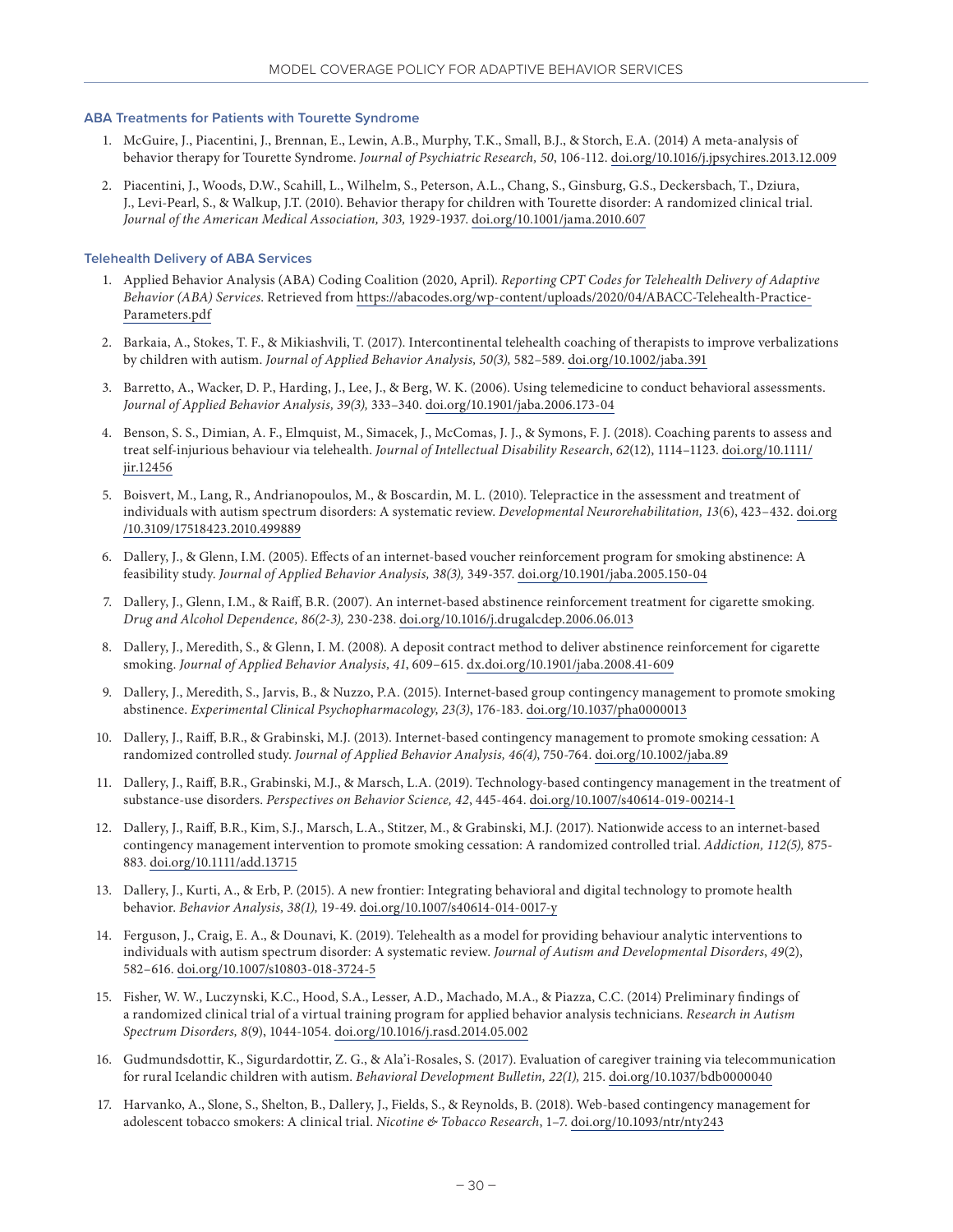### ABA Treatments for Patients with Tourette Syndrome

1. McGuire, J., Piacentini, J., Brennan, E., Lewin, A.B., Murphy, T.K., Small, B.J., & Storch, E.A. (2014) A meta-analysis of behavior therapy for Tourette Syndrome. *Journal of Psychiatric Research, 50*, 106-112. doi.org/10.1016/j.jpsychires.2013.12.009
2. Piacentini, J., Woods, D.W., Scahill, L., Wilhelm, S., Peterson, A.L., Chang, S., Ginsburg, G.S., Deckersbach, T., Dziura, J., Levi-Pearl, S., & Walkup, J.T. (2010). Behavior therapy for children with Tourette disorder: A randomized clinical trial. *Journal of the American Medical Association, 303,* 1929-1937. doi.org/10.1001/jama.2010.607

### Telehealth Delivery of ABA Services

1. Applied Behavior Analysis (ABA) Coding Coalition (2020, April). *Reporting CPT Codes for Telehealth Delivery of Adaptive Behavior (ABA) Services*. Retrieved from https://abacodes.org/wp-content/uploads/2020/04/ABACC-Telehealth-Practice-Parameters.pdf
2. Barkaia, A., Stokes, T. F., & Mikiashvili, T. (2017). Intercontinental telehealth coaching of therapists to improve verbalizations by children with autism. *Journal of Applied Behavior Analysis, 50(3),* 582–589. doi.org/10.1002/jaba.391
3. Barretto, A., Wacker, D. P., Harding, J., Lee, J., & Berg, W. K. (2006). Using telemedicine to conduct behavioral assessments. *Journal of Applied Behavior Analysis, 39(3),* 333–340. doi.org/10.1901/jaba.2006.173-04
4. Benson, S. S., Dimian, A. F., Elmquist, M., Simacek, J., McComas, J. J., & Symons, F. J. (2018). Coaching parents to assess and treat self-injurious behaviour via telehealth. *Journal of Intellectual Disability Research*, *62*(12), 1114–1123. doi.org/10.1111/jir.12456
5. Boisvert, M., Lang, R., Andrianopoulos, M., & Boscardin, M. L. (2010). Telepractice in the assessment and treatment of individuals with autism spectrum disorders: A systematic review. *Developmental Neurorehabilitation, 13*(6), 423–432. doi.org/10.3109/17518423.2010.499889
6. Dallery, J., & Glenn, I.M. (2005). Effects of an internet-based voucher reinforcement program for smoking abstinence: A feasibility study. *Journal of Applied Behavior Analysis, 38(3),* 349-357. doi.org/10.1901/jaba.2005.150-04
7. Dallery, J., Glenn, I.M., & Raiff, B.R. (2007). An internet-based abstinence reinforcement treatment for cigarette smoking. *Drug and Alcohol Dependence, 86(2-3),* 230-238. doi.org/10.1016/j.drugalcdep.2006.06.013
8. Dallery, J., Meredith, S., & Glenn, I. M. (2008). A deposit contract method to deliver abstinence reinforcement for cigarette smoking. *Journal of Applied Behavior Analysis, 41*, 609–615. dx.doi.org/10.1901/jaba.2008.41-609
9. Dallery, J., Meredith, S., Jarvis, B., & Nuzzo, P.A. (2015). Internet-based group contingency management to promote smoking abstinence. *Experimental Clinical Psychopharmacology, 23(3)*, 176-183. doi.org/10.1037/pha0000013
10. Dallery, J., Raiff, B.R., & Grabinski, M.J. (2013). Internet-based contingency management to promote smoking cessation: A randomized controlled study. *Journal of Applied Behavior Analysis, 46(4)*, 750-764. doi.org/10.1002/jaba.89
11. Dallery, J., Raiff, B.R., Grabinski, M.J., & Marsch, L.A. (2019). Technology-based contingency management in the treatment of substance-use disorders. *Perspectives on Behavior Science, 42*, 445-464. doi.org/10.1007/s40614-019-00214-1
12. Dallery, J., Raiff, B.R., Kim, S.J., Marsch, L.A., Stitzer, M., & Grabinski, M.J. (2017). Nationwide access to an internet-based contingency management intervention to promote smoking cessation: A randomized controlled trial. *Addiction, 112(5),* 875-883. doi.org/10.1111/add.13715
13. Dallery, J., Kurti, A., & Erb, P. (2015). A new frontier: Integrating behavioral and digital technology to promote health behavior. *Behavior Analysis, 38(1),* 19-49. doi.org/10.1007/s40614-014-0017-y
14. Ferguson, J., Craig, E. A., & Dounavi, K. (2019). Telehealth as a model for providing behaviour analytic interventions to individuals with autism spectrum disorder: A systematic review. *Journal of Autism and Developmental Disorders*, *49*(2), 582–616. doi.org/10.1007/s10803-018-3724-5
15. Fisher, W. W., Luczynski, K.C., Hood, S.A., Lesser, A.D., Machado, M.A., & Piazza, C.C. (2014) Preliminary findings of a randomized clinical trial of a virtual training program for applied behavior analysis technicians. *Research in Autism Spectrum Disorders, 8*(9), 1044-1054. doi.org/10.1016/j.rasd.2014.05.002
16. Gudmundsdottir, K., Sigurdardottir, Z. G., & Ala'i-Rosales, S. (2017). Evaluation of caregiver training via telecommunication for rural Icelandic children with autism. *Behavioral Development Bulletin, 22(1),* 215. doi.org/10.1037/bdb0000040
17. Harvanko, A., Slone, S., Shelton, B., Dallery, J., Fields, S., & Reynolds, B. (2018). Web-based contingency management for adolescent tobacco smokers: A clinical trial. *Nicotine & Tobacco Research*, 1–7. doi.org/10.1093/ntr/nty243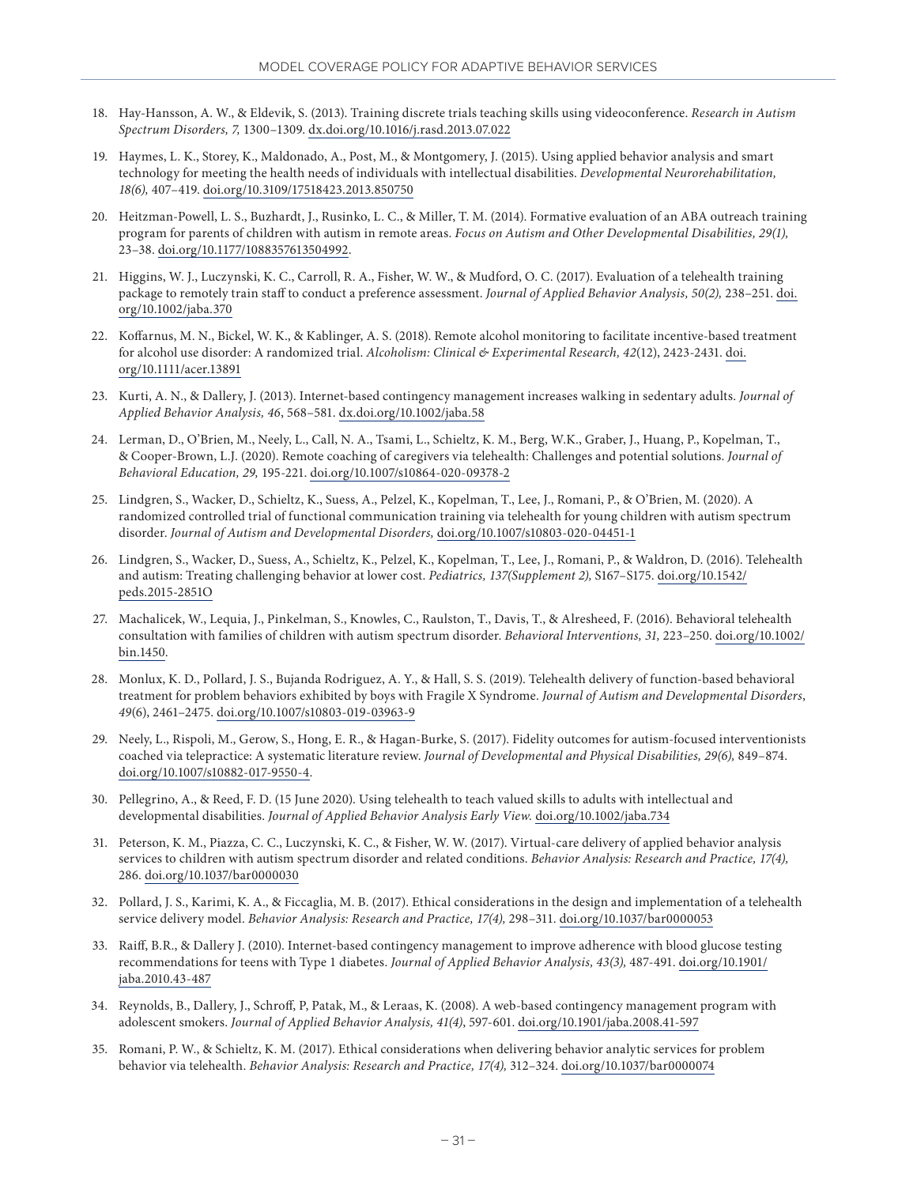18. Hay-Hansson, A. W., & Eldevik, S. (2013). Training discrete trials teaching skills using videoconference. *Research in Autism Spectrum Disorders, 7,* 1300–1309. dx.doi.org/10.1016/j.rasd.2013.07.022

19. Haymes, L. K., Storey, K., Maldonado, A., Post, M., & Montgomery, J. (2015). Using applied behavior analysis and smart technology for meeting the health needs of individuals with intellectual disabilities. *Developmental Neurorehabilitation, 18(6),* 407–419. doi.org/10.3109/17518423.2013.850750

20. Heitzman-Powell, L. S., Buzhardt, J., Rusinko, L. C., & Miller, T. M. (2014). Formative evaluation of an ABA outreach training program for parents of children with autism in remote areas. *Focus on Autism and Other Developmental Disabilities, 29(1),* 23–38. doi.org/10.1177/1088357613504992.

21. Higgins, W. J., Luczynski, K. C., Carroll, R. A., Fisher, W. W., & Mudford, O. C. (2017). Evaluation of a telehealth training package to remotely train staff to conduct a preference assessment. *Journal of Applied Behavior Analysis, 50(2),* 238–251. doi.org/10.1002/jaba.370

22. Koffarnus, M. N., Bickel, W. K., & Kablinger, A. S. (2018). Remote alcohol monitoring to facilitate incentive-based treatment for alcohol use disorder: A randomized trial. *Alcoholism: Clinical & Experimental Research, 42*(12), 2423-2431. doi.org/10.1111/acer.13891

23. Kurti, A. N., & Dallery, J. (2013). Internet-based contingency management increases walking in sedentary adults. *Journal of Applied Behavior Analysis, 46*, 568–581. dx.doi.org/10.1002/jaba.58

24. Lerman, D., O'Brien, M., Neely, L., Call, N. A., Tsami, L., Schieltz, K. M., Berg, W.K., Graber, J., Huang, P., Kopelman, T., & Cooper-Brown, L.J. (2020). Remote coaching of caregivers via telehealth: Challenges and potential solutions. *Journal of Behavioral Education, 29,* 195-221. doi.org/10.1007/s10864-020-09378-2

25. Lindgren, S., Wacker, D., Schieltz, K., Suess, A., Pelzel, K., Kopelman, T., Lee, J., Romani, P., & O'Brien, M. (2020). A randomized controlled trial of functional communication training via telehealth for young children with autism spectrum disorder. *Journal of Autism and Developmental Disorders,* doi.org/10.1007/s10803-020-04451-1

26. Lindgren, S., Wacker, D., Suess, A., Schieltz, K., Pelzel, K., Kopelman, T., Lee, J., Romani, P., & Waldron, D. (2016). Telehealth and autism: Treating challenging behavior at lower cost. *Pediatrics, 137(Supplement 2),* S167–S175. doi.org/10.1542/peds.2015-2851O

27. Machalicek, W., Lequia, J., Pinkelman, S., Knowles, C., Raulston, T., Davis, T., & Alresheed, F. (2016). Behavioral telehealth consultation with families of children with autism spectrum disorder. *Behavioral Interventions, 31,* 223–250. doi.org/10.1002/bin.1450.

28. Monlux, K. D., Pollard, J. S., Bujanda Rodriguez, A. Y., & Hall, S. S. (2019). Telehealth delivery of function-based behavioral treatment for problem behaviors exhibited by boys with Fragile X Syndrome. *Journal of Autism and Developmental Disorders, 49*(6), 2461–2475. doi.org/10.1007/s10803-019-03963-9

29. Neely, L., Rispoli, M., Gerow, S., Hong, E. R., & Hagan-Burke, S. (2017). Fidelity outcomes for autism-focused interventionists coached via telepractice: A systematic literature review. *Journal of Developmental and Physical Disabilities, 29(6),* 849–874. doi.org/10.1007/s10882-017-9550-4.

30. Pellegrino, A., & Reed, F. D. (15 June 2020). Using telehealth to teach valued skills to adults with intellectual and developmental disabilities. *Journal of Applied Behavior Analysis Early View.* doi.org/10.1002/jaba.734

31. Peterson, K. M., Piazza, C. C., Luczynski, K. C., & Fisher, W. W. (2017). Virtual-care delivery of applied behavior analysis services to children with autism spectrum disorder and related conditions. *Behavior Analysis: Research and Practice, 17(4),* 286. doi.org/10.1037/bar0000030

32. Pollard, J. S., Karimi, K. A., & Ficcaglia, M. B. (2017). Ethical considerations in the design and implementation of a telehealth service delivery model. *Behavior Analysis: Research and Practice, 17(4),* 298–311. doi.org/10.1037/bar0000053

33. Raiff, B.R., & Dallery J. (2010). Internet-based contingency management to improve adherence with blood glucose testing recommendations for teens with Type 1 diabetes. *Journal of Applied Behavior Analysis, 43(3),* 487-491. doi.org/10.1901/jaba.2010.43-487

34. Reynolds, B., Dallery, J., Schroff, P, Patak, M., & Leraas, K. (2008). A web-based contingency management program with adolescent smokers. *Journal of Applied Behavior Analysis, 41(4)*, 597-601. doi.org/10.1901/jaba.2008.41-597

35. Romani, P. W., & Schieltz, K. M. (2017). Ethical considerations when delivering behavior analytic services for problem behavior via telehealth. *Behavior Analysis: Research and Practice, 17(4),* 312–324. doi.org/10.1037/bar0000074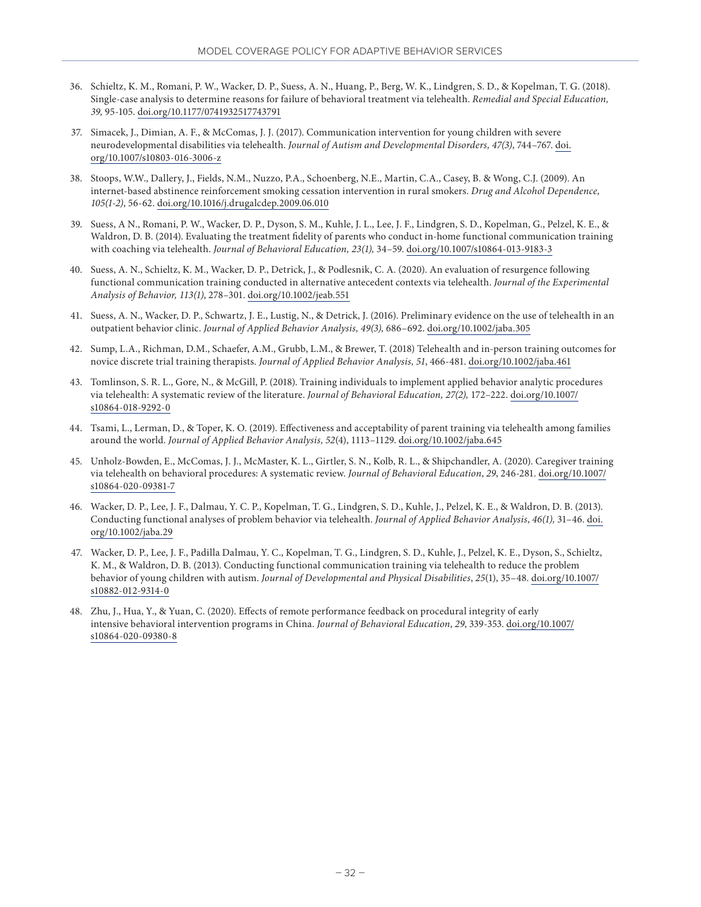36. Schieltz, K. M., Romani, P. W., Wacker, D. P., Suess, A. N., Huang, P., Berg, W. K., Lindgren, S. D., & Kopelman, T. G. (2018). Single-case analysis to determine reasons for failure of behavioral treatment via telehealth. *Remedial and Special Education, 39,* 95-105. doi.org/10.1177/0741932517743791

37. Simacek, J., Dimian, A. F., & McComas, J. J. (2017). Communication intervention for young children with severe neurodevelopmental disabilities via telehealth. *Journal of Autism and Developmental Disorders, 47(3)*, 744–767. doi.org/10.1007/s10803-016-3006-z

38. Stoops, W.W., Dallery, J., Fields, N.M., Nuzzo, P.A., Schoenberg, N.E., Martin, C.A., Casey, B. & Wong, C.J. (2009). An internet-based abstinence reinforcement smoking cessation intervention in rural smokers. *Drug and Alcohol Dependence, 105(1-2)*, 56-62. doi.org/10.1016/j.drugalcdep.2009.06.010

39. Suess, A N., Romani, P. W., Wacker, D. P., Dyson, S. M., Kuhle, J. L., Lee, J. F., Lindgren, S. D., Kopelman, G., Pelzel, K. E., & Waldron, D. B. (2014). Evaluating the treatment fidelity of parents who conduct in-home functional communication training with coaching via telehealth. *Journal of Behavioral Education, 23(1),* 34–59. doi.org/10.1007/s10864-013-9183-3

40. Suess, A. N., Schieltz, K. M., Wacker, D. P., Detrick, J., & Podlesnik, C. A. (2020). An evaluation of resurgence following functional communication training conducted in alternative antecedent contexts via telehealth. *Journal of the Experimental Analysis of Behavior, 113(1)*, 278–301. doi.org/10.1002/jeab.551

41. Suess, A. N., Wacker, D. P., Schwartz, J. E., Lustig, N., & Detrick, J. (2016). Preliminary evidence on the use of telehealth in an outpatient behavior clinic. *Journal of Applied Behavior Analysis, 49(3),* 686–692. doi.org/10.1002/jaba.305

42. Sump, L.A., Richman, D.M., Schaefer, A.M., Grubb, L.M., & Brewer, T. (2018) Telehealth and in-person training outcomes for novice discrete trial training therapists. *Journal of Applied Behavior Analysis, 51*, 466-481. doi.org/10.1002/jaba.461

43. Tomlinson, S. R. L., Gore, N., & McGill, P. (2018). Training individuals to implement applied behavior analytic procedures via telehealth: A systematic review of the literature. *Journal of Behavioral Education, 27(2),* 172–222. doi.org/10.1007/s10864-018-9292-0

44. Tsami, L., Lerman, D., & Toper, K. O. (2019). Effectiveness and acceptability of parent training via telehealth among families around the world. *Journal of Applied Behavior Analysis, 52*(4), 1113–1129. doi.org/10.1002/jaba.645

45. Unholz-Bowden, E., McComas, J. J., McMaster, K. L., Girtler, S. N., Kolb, R. L., & Shipchandler, A. (2020). Caregiver training via telehealth on behavioral procedures: A systematic review. *Journal of Behavioral Education*, *29*, 246-281. doi.org/10.1007/s10864-020-09381-7

46. Wacker, D. P., Lee, J. F., Dalmau, Y. C. P., Kopelman, T. G., Lindgren, S. D., Kuhle, J., Pelzel, K. E., & Waldron, D. B. (2013). Conducting functional analyses of problem behavior via telehealth. *Journal of Applied Behavior Analysis*, *46(1),* 31–46. doi.org/10.1002/jaba.29

47. Wacker, D. P., Lee, J. F., Padilla Dalmau, Y. C., Kopelman, T. G., Lindgren, S. D., Kuhle, J., Pelzel, K. E., Dyson, S., Schieltz, K. M., & Waldron, D. B. (2013). Conducting functional communication training via telehealth to reduce the problem behavior of young children with autism. *Journal of Developmental and Physical Disabilities*, *25*(1), 35–48. doi.org/10.1007/s10882-012-9314-0

48. Zhu, J., Hua, Y., & Yuan, C. (2020). Effects of remote performance feedback on procedural integrity of early intensive behavioral intervention programs in China. *Journal of Behavioral Education*, *29*, 339-353. doi.org/10.1007/s10864-020-09380-8